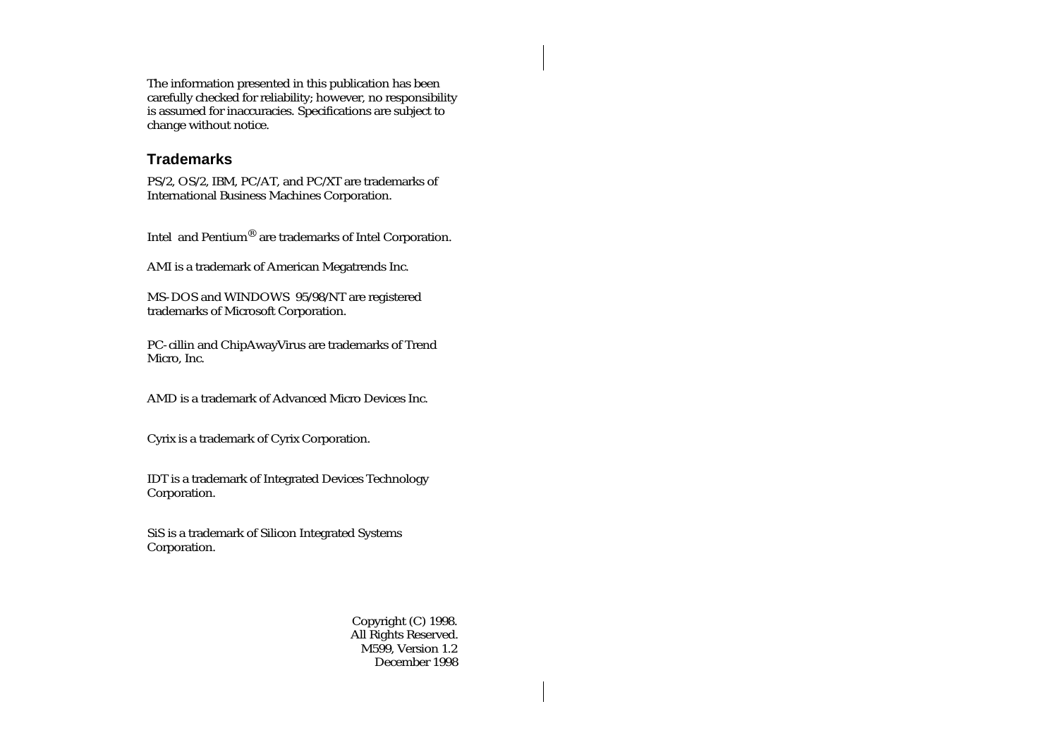The information presented in this publication has been carefully checked for reliability; however, no responsibility is assumed for inaccuracies. Specifications are subject to change without notice.

## Trademarks

PS/2, OS/2, IBM, PC/AT, and PC/XT are trademarks of International Business Machines Corporation.

Intel and Pentium® are trademarks of Intel Corporation.

AMI is a trademark of American Megatrends Inc.

MS-DOS and WINDOWS 95/98/NT are registered trademarks of Microsoft Corporation.

PC-cillin and ChipAwayVirus are trademarks of Trend Micro, Inc.

AMD is a trademark of Advanced Micro Devices Inc.

Cyrix is a trademark of Cyrix Corporation.

IDT is a trademark of Integrated Devices Technology Corporation.

SiS is a trademark of Silicon Integrated Systems Corporation.

Copyright (C) 1998.
All Rights Reserved.
M599, Version 1.2
December 1998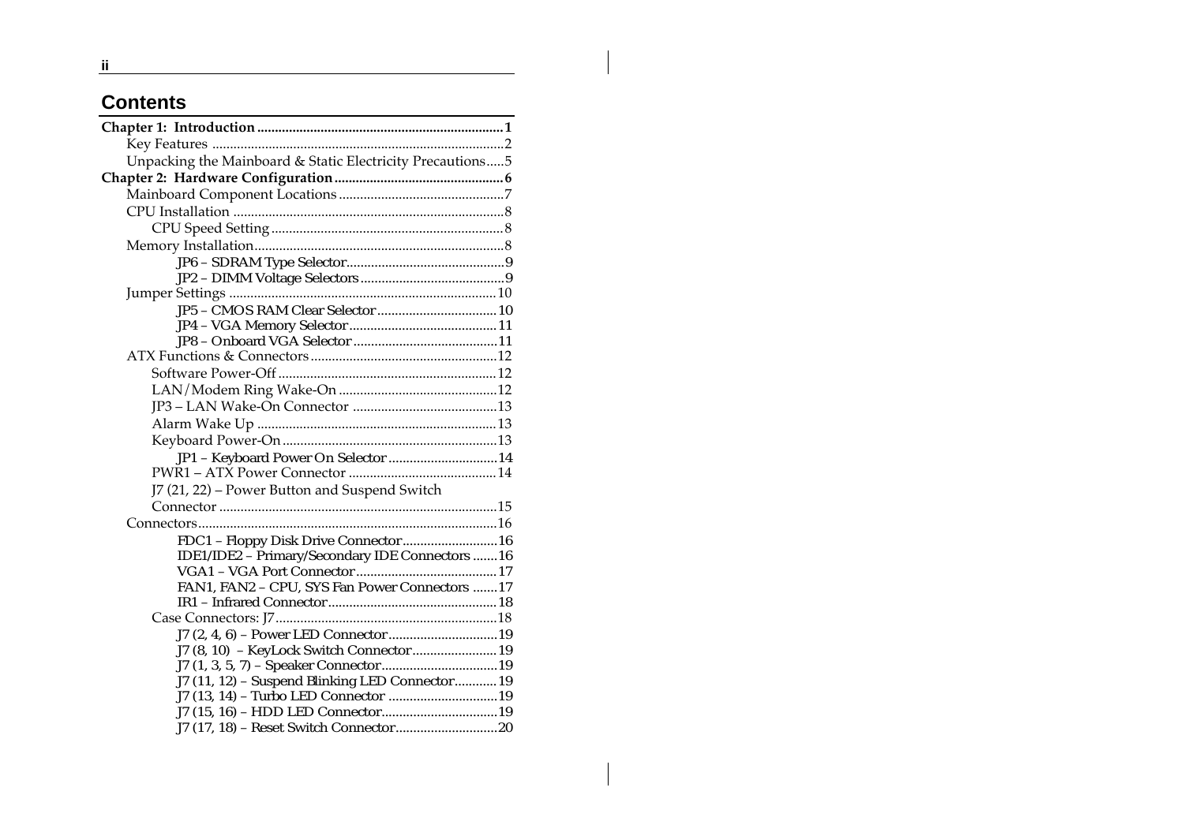## Contents

**Chapter 1: Introduction .................................................................... 1**

- Key Features .................................................................................2
- Unpacking the Mainboard & Static Electricity Precautions.....5

**Chapter 2: Hardware Configuration ............................................... 6**

- Mainboard Component Locations ..............................................7
- CPU Installation ............................................................................8
  - CPU Speed Setting ....................................................................8
- Memory Installation......................................................................8
  - JP6 – SDRAM Type Selector.............................................9
  - JP2 – DIMM Voltage Selectors .........................................9
- Jumper Settings ...........................................................................10
  - JP5 – CMOS RAM Clear Selector ..................................10
  - JP4 – VGA Memory Selector ..........................................11
  - JP8 – Onboard VGA Selector .........................................11
- ATX Functions & Connectors ....................................................12
  - Software Power-Off .............................................................12
  - LAN/Modem Ring Wake-On ............................................12
  - JP3 – LAN Wake-On Connector .........................................13
  - Alarm Wake Up ...................................................................13
  - Keyboard Power-On ............................................................13
    - JP1 – Keyboard Power On Selector ...............................14
  - PWR1 – ATX Power Connector ..........................................14
  - J7 (21, 22) – Power Button and Suspend Switch Connector ..............................................................................15
- Connectors....................................................................................16
  - FDC1 – Floppy Disk Drive Connector...........................16
  - IDE1/IDE2 – Primary/Secondary IDE Connectors .......16
  - VGA1 – VGA Port Connector........................................17
  - FAN1, FAN2 – CPU, SYS Fan Power Connectors .......17
  - IR1 – Infrared Connector................................................18
  - Case Connectors: J7..............................................................18
    - J7 (2, 4, 6) – Power LED Connector..............................19
    - J7 (8, 10) – KeyLock Switch Connector........................19
    - J7 (1, 3, 5, 7) – Speaker Connector.................................19
    - J7 (11, 12) – Suspend Blinking LED Connector............19
    - J7 (13, 14) – Turbo LED Connector ...............................19
    - J7 (15, 16) – HDD LED Connector.................................19
    - J7 (17, 18) – Reset Switch Connector.............................20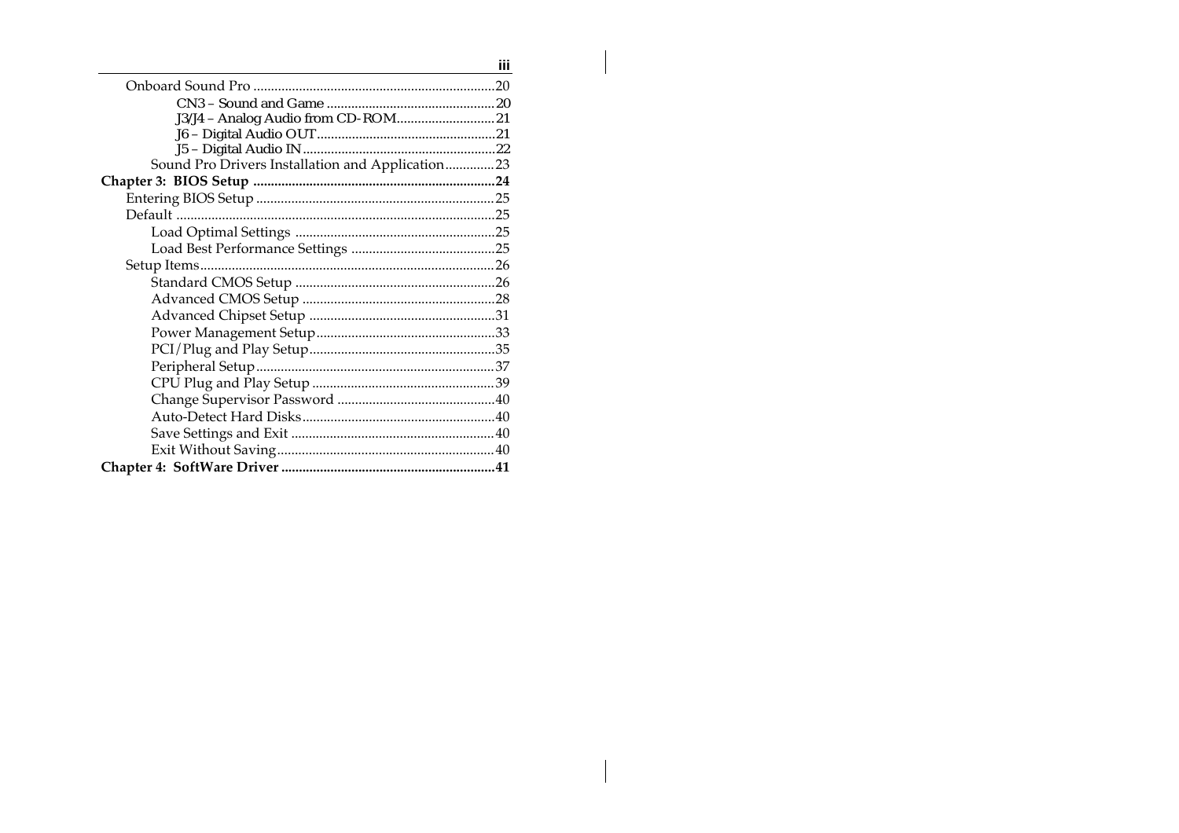Onboard Sound Pro ....................................................................20

CN3 – Sound and Game ................................................20

J3/J4 – Analog Audio from CD-ROM............................21

J6 – Digital Audio OUT...................................................21

J5 – Digital Audio IN.......................................................22

Sound Pro Drivers Installation and Application..............23

**Chapter 3: BIOS Setup ....................................................................24**

Entering BIOS Setup ...................................................................25

Default ..........................................................................................25

Load Optimal Settings .........................................................25

Load Best Performance Settings .........................................25

Setup Items...................................................................................26

Standard CMOS Setup .........................................................26

Advanced CMOS Setup .......................................................28

Advanced Chipset Setup .....................................................31

Power Management Setup...................................................33

PCI/Plug and Play Setup.....................................................35

Peripheral Setup....................................................................37

CPU Plug and Play Setup ....................................................39

Change Supervisor Password .............................................40

Auto-Detect Hard Disks.......................................................40

Save Settings and Exit ..........................................................40

Exit Without Saving..............................................................40

**Chapter 4: SoftWare Driver ............................................................41**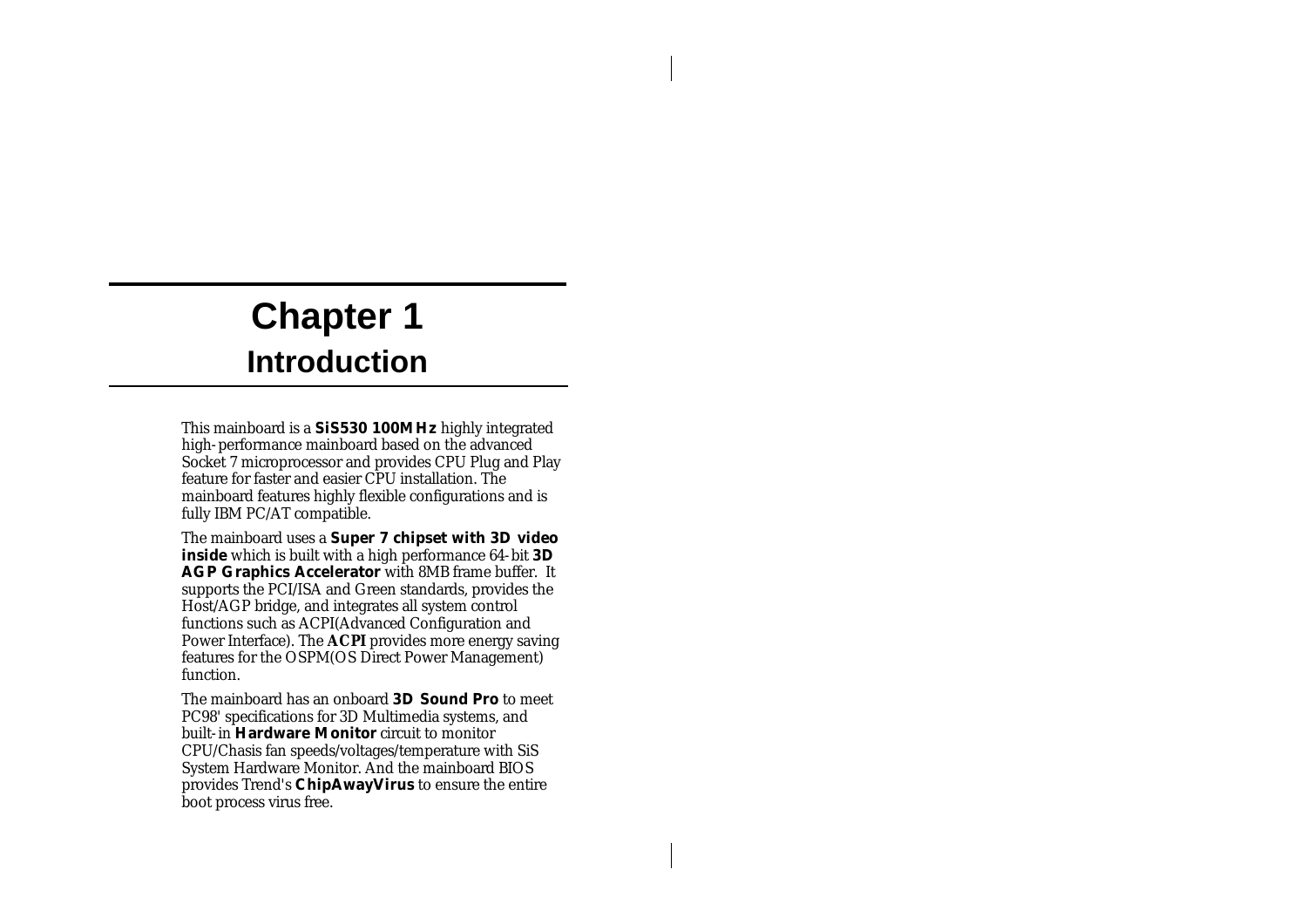# Chapter 1
## Introduction

This mainboard is a **SiS530 100MHz** highly integrated high-performance mainboard based on the advanced Socket 7 microprocessor and provides CPU Plug and Play feature for faster and easier CPU installation. The mainboard features highly flexible configurations and is fully IBM PC/AT compatible.

The mainboard uses a **Super 7 chipset with 3D video inside** which is built with a high performance 64-bit **3D AGP Graphics Accelerator** with 8MB frame buffer. It supports the PCI/ISA and Green standards, provides the Host/AGP bridge, and integrates all system control functions such as ACPI(Advanced Configuration and Power Interface). The **ACPI** provides more energy saving features for the OSPM(OS Direct Power Management) function.

The mainboard has an onboard **3D Sound Pro** to meet PC98' specifications for 3D Multimedia systems, and built-in **Hardware Monitor** circuit to monitor CPU/Chasis fan speeds/voltages/temperature with SiS System Hardware Monitor. And the mainboard BIOS provides Trend's **ChipAwayVirus** to ensure the entire boot process virus free.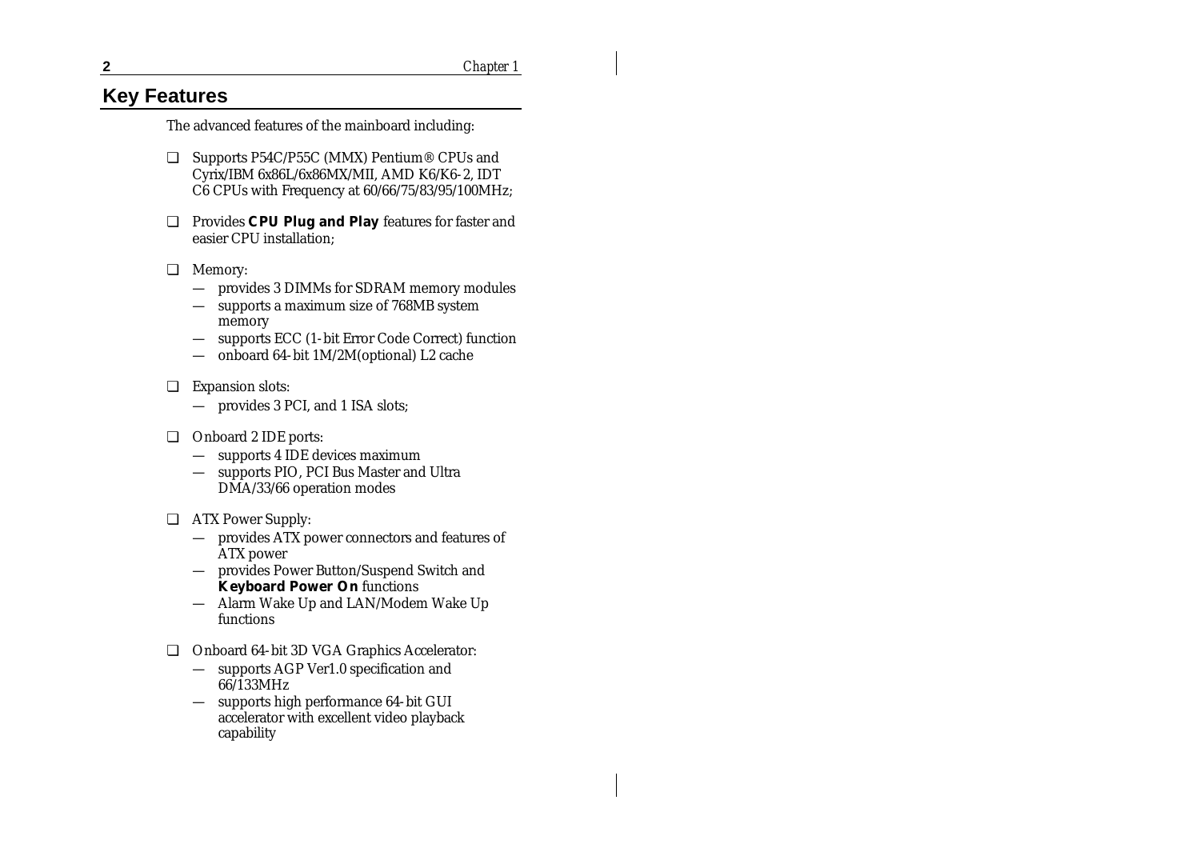## Key Features

The advanced features of the mainboard including:

- Supports P54C/P55C (MMX) Pentium® CPUs and Cyrix/IBM 6x86L/6x86MX/MII, AMD K6/K6-2, IDT C6 CPUs with Frequency at 60/66/75/83/95/100MHz;
- Provides **CPU Plug and Play** features for faster and easier CPU installation;
- Memory:
  - — provides 3 DIMMs for SDRAM memory modules
  - — supports a maximum size of 768MB system memory
  - — supports ECC (1-bit Error Code Correct) function
  - — onboard 64-bit 1M/2M(optional) L2 cache
- Expansion slots:
  - — provides 3 PCI, and 1 ISA slots;
- Onboard 2 IDE ports:
  - — supports 4 IDE devices maximum
  - — supports PIO, PCI Bus Master and Ultra DMA/33/66 operation modes
- ATX Power Supply:
  - — provides ATX power connectors and features of ATX power
  - — provides Power Button/Suspend Switch and **Keyboard Power On** functions
  - — Alarm Wake Up and LAN/Modem Wake Up functions
- Onboard 64-bit 3D VGA Graphics Accelerator:
  - — supports AGP Ver1.0 specification and 66/133MHz
  - — supports high performance 64-bit GUI accelerator with excellent video playback capability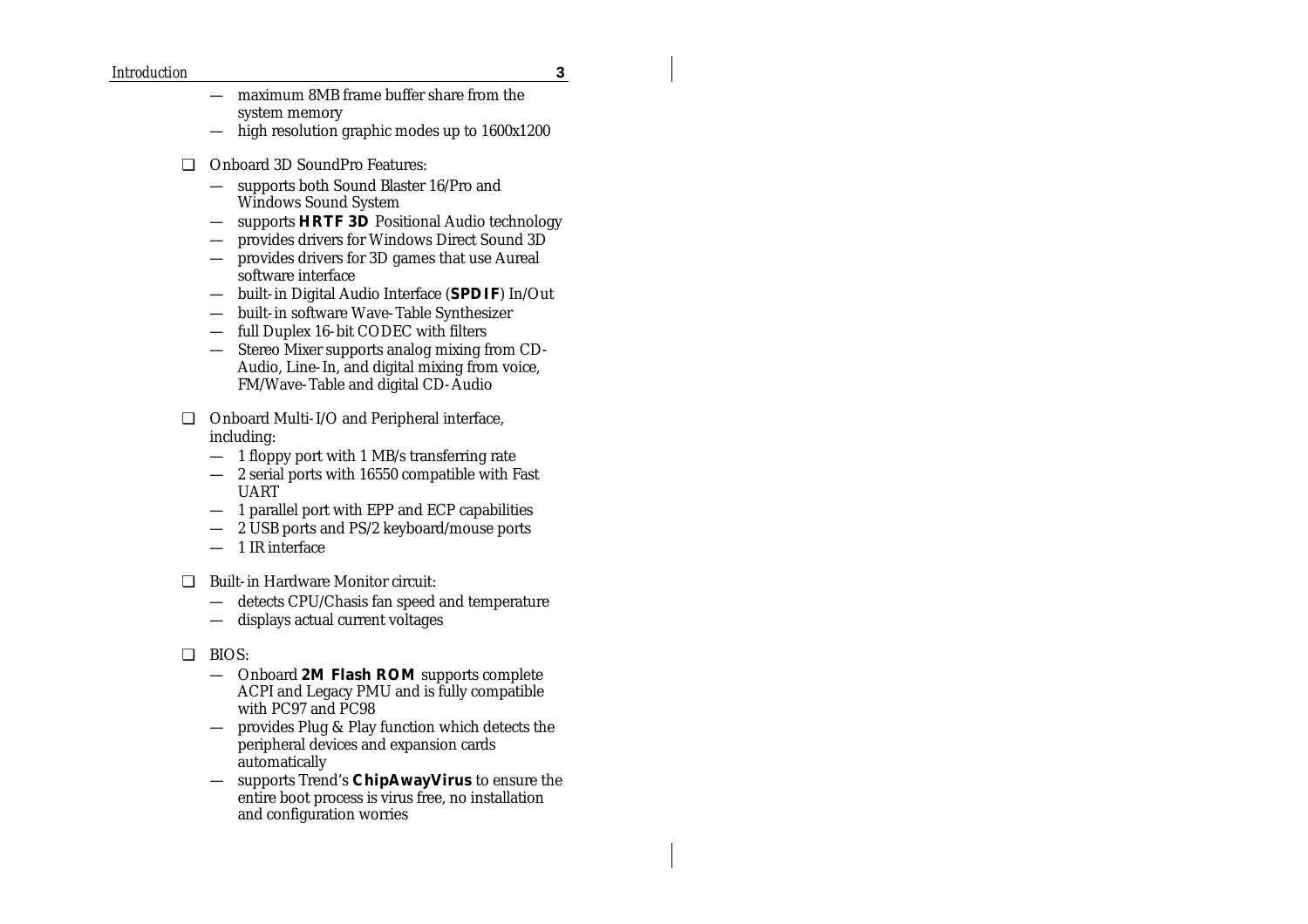- maximum 8MB frame buffer share from the system memory
- high resolution graphic modes up to 1600x1200

- Onboard 3D SoundPro Features:
  - supports both Sound Blaster 16/Pro and Windows Sound System
  - supports **HRTF 3D** Positional Audio technology
  - provides drivers for Windows Direct Sound 3D
  - provides drivers for 3D games that use Aureal software interface
  - built-in Digital Audio Interface (**SPDIF**) In/Out
  - built-in software Wave-Table Synthesizer
  - full Duplex 16-bit CODEC with filters
  - Stereo Mixer supports analog mixing from CD-Audio, Line-In, and digital mixing from voice, FM/Wave-Table and digital CD-Audio

- Onboard Multi-I/O and Peripheral interface, including:
  - 1 floppy port with 1 MB/s transferring rate
  - 2 serial ports with 16550 compatible with Fast UART
  - 1 parallel port with EPP and ECP capabilities
  - 2 USB ports and PS/2 keyboard/mouse ports
  - 1 IR interface

- Built-in Hardware Monitor circuit:
  - detects CPU/Chasis fan speed and temperature
  - displays actual current voltages

- BIOS:
  - Onboard **2M Flash ROM** supports complete ACPI and Legacy PMU and is fully compatible with PC97 and PC98
  - provides Plug & Play function which detects the peripheral devices and expansion cards automatically
  - supports Trend's **ChipAwayVirus** to ensure the entire boot process is virus free, no installation and configuration worries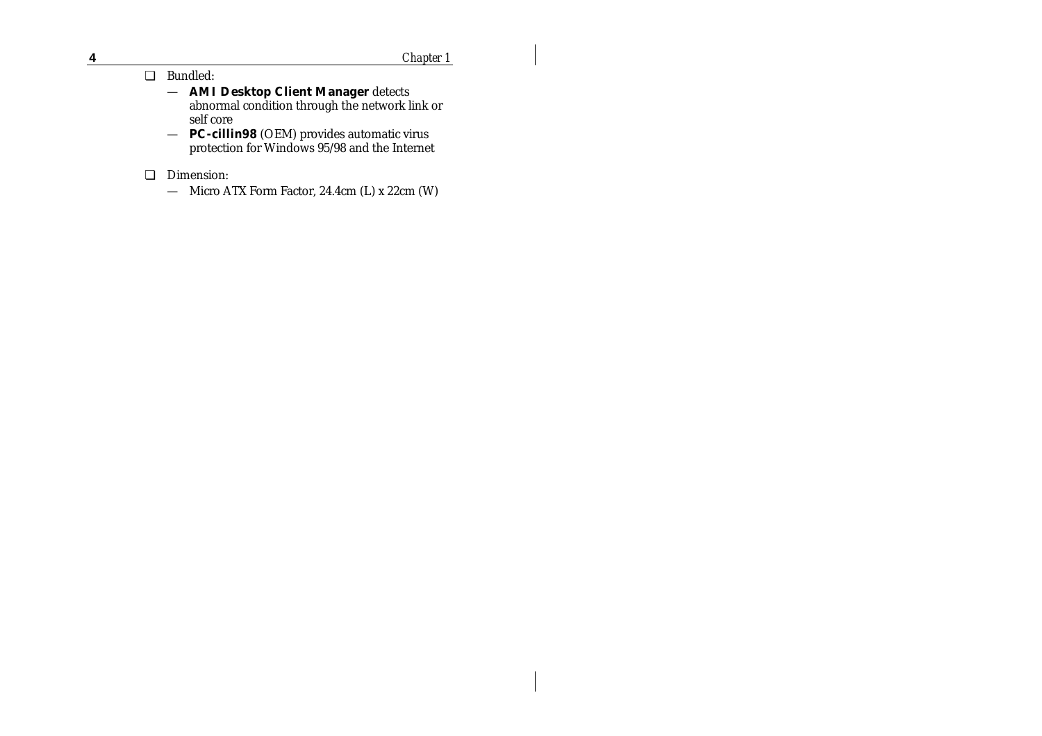- Bundled:
  - **AMI Desktop Client Manager** detects abnormal condition through the network link or self core
  - **PC-cillin98** (OEM) provides automatic virus protection for Windows 95/98 and the Internet

- Dimension:
  - Micro ATX Form Factor, 24.4cm (L) x 22cm (W)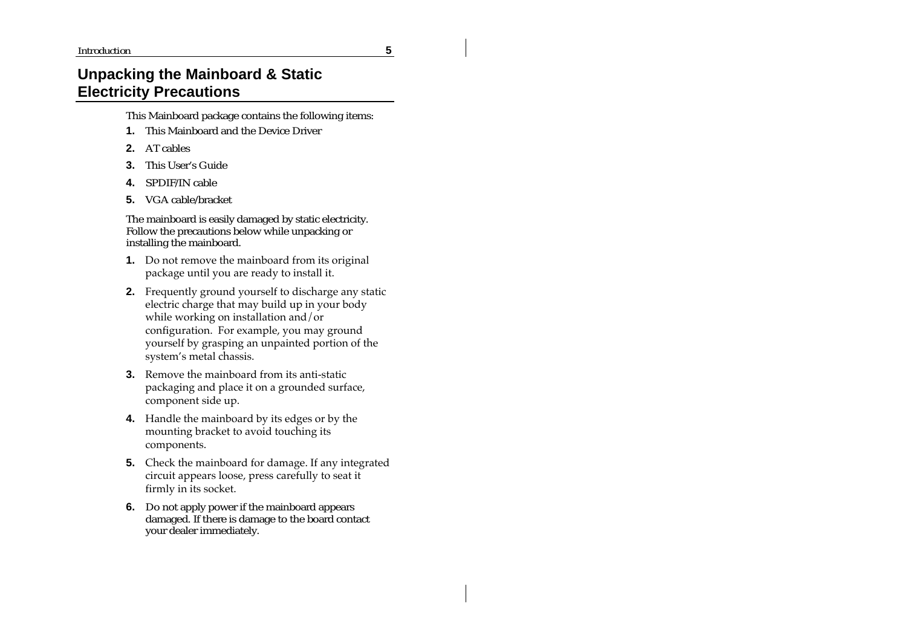## Unpacking the Mainboard & Static Electricity Precautions

This Mainboard package contains the following items:

1. This Mainboard and the Device Driver
2. AT cables
3. This User's Guide
4. SPDIF/IN cable
5. VGA cable/bracket

The mainboard is easily damaged by static electricity. Follow the precautions below while unpacking or installing the mainboard.

1. Do not remove the mainboard from its original package until you are ready to install it.
2. Frequently ground yourself to discharge any static electric charge that may build up in your body while working on installation and/or configuration. For example, you may ground yourself by grasping an unpainted portion of the system's metal chassis.
3. Remove the mainboard from its anti-static packaging and place it on a grounded surface, component side up.
4. Handle the mainboard by its edges or by the mounting bracket to avoid touching its components.
5. Check the mainboard for damage. If any integrated circuit appears loose, press carefully to seat it firmly in its socket.
6. Do not apply power if the mainboard appears damaged. If there is damage to the board contact your dealer immediately.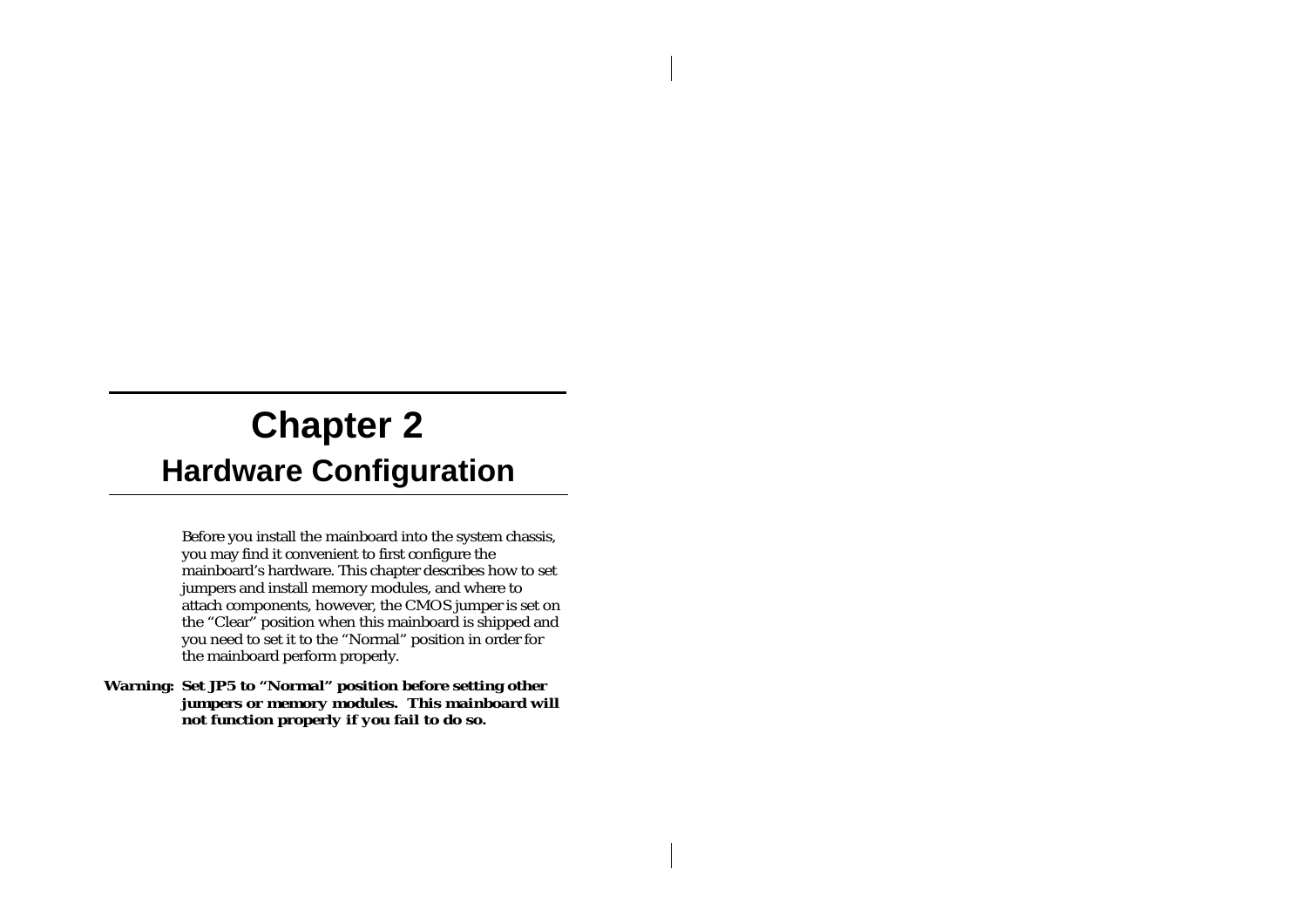# Chapter 2

## Hardware Configuration

Before you install the mainboard into the system chassis, you may find it convenient to first configure the mainboard's hardware. This chapter describes how to set jumpers and install memory modules, and where to attach components, however, the CMOS jumper is set on the "Clear" position when this mainboard is shipped and you need to set it to the "Normal" position in order for the mainboard perform properly.

***Warning:*** ***Set JP5 to "Normal" position before setting other jumpers or memory modules. This mainboard will not function properly if you fail to do so.***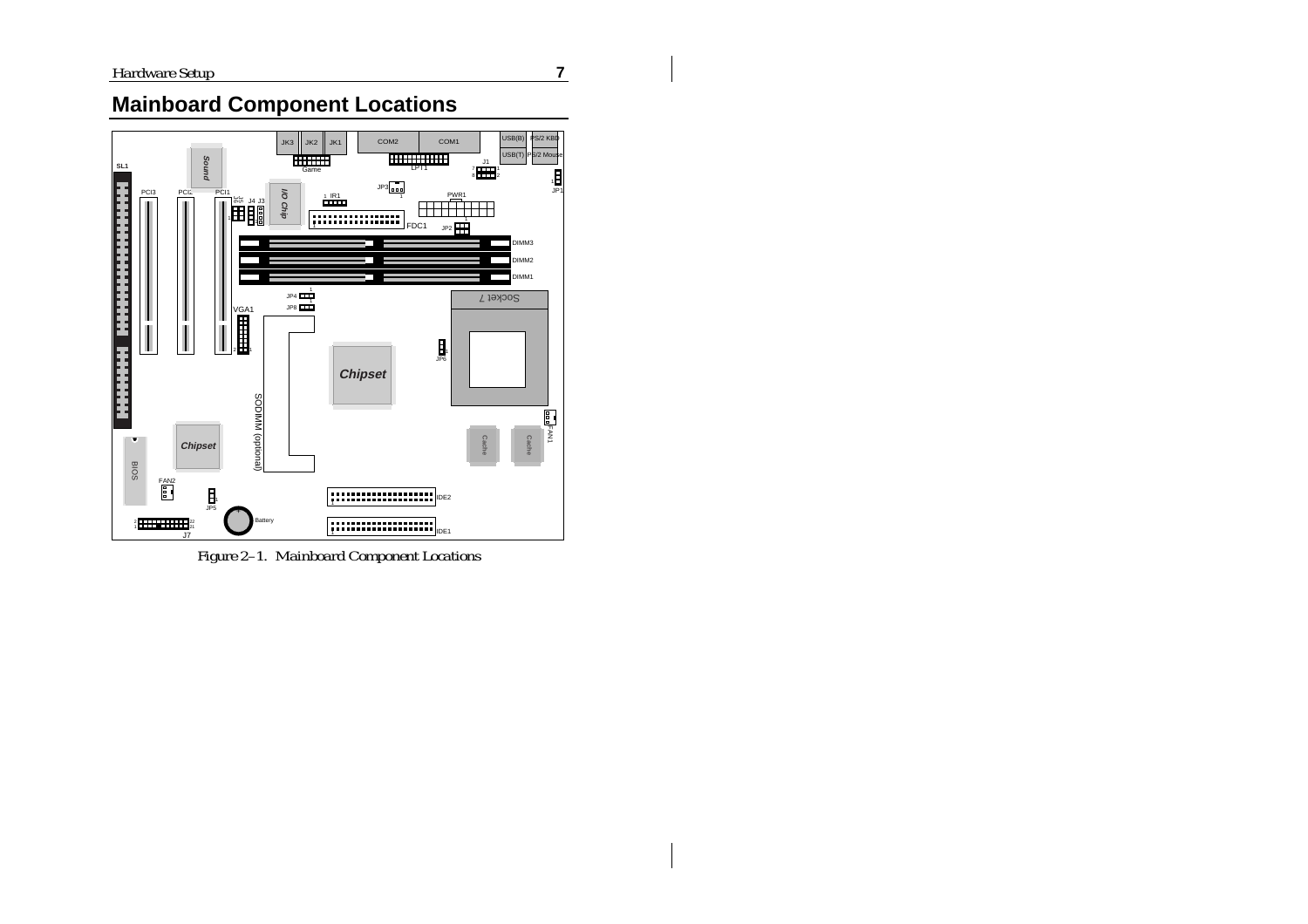# Mainboard Component Locations

Figure 2–1. Mainboard Component Locations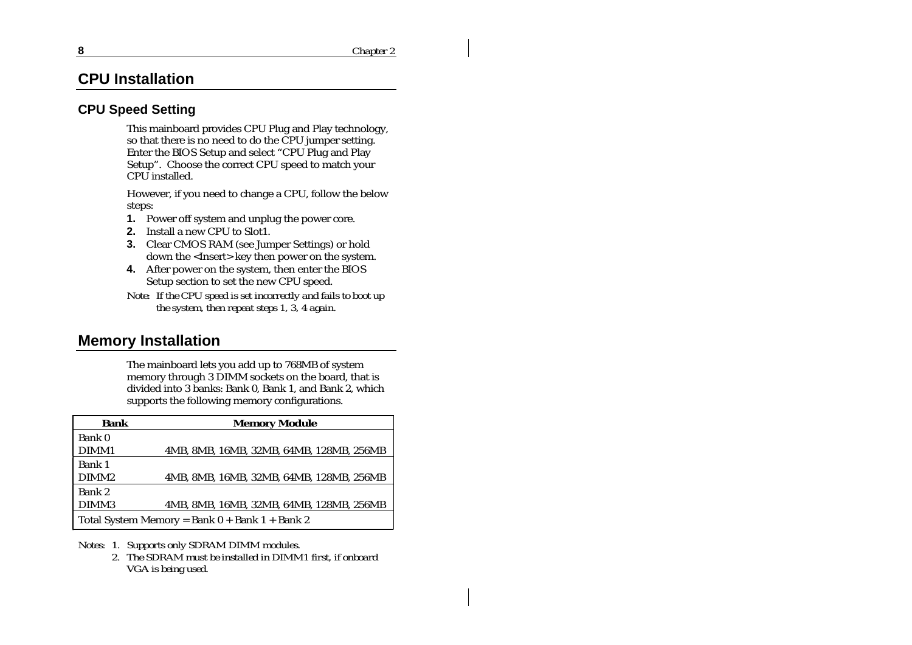# CPU Installation

## CPU Speed Setting

This mainboard provides CPU Plug and Play technology, so that there is no need to do the CPU jumper setting. Enter the BIOS Setup and select "CPU Plug and Play Setup". Choose the correct CPU speed to match your CPU installed.

However, if you need to change a CPU, follow the below steps:

1. Power off system and unplug the power core.
2. Install a new CPU to Slot1.
3. Clear CMOS RAM (see Jumper Settings) or hold down the <Insert> key then power on the system.
4. After power on the system, then enter the BIOS Setup section to set the new CPU speed.

*Note: If the CPU speed is set incorrectly and fails to boot up the system, then repeat steps 1, 3, 4 again.*

# Memory Installation

The mainboard lets you add up to 768MB of system memory through 3 DIMM sockets on the board, that is divided into 3 banks: Bank 0, Bank 1, and Bank 2, which supports the following memory configurations.

| Bank | Memory Module |
|---|---|
| Bank 0<br>DIMM1 | 4MB, 8MB, 16MB, 32MB, 64MB, 128MB, 256MB |
| Bank 1<br>DIMM2 | 4MB, 8MB, 16MB, 32MB, 64MB, 128MB, 256MB |
| Bank 2<br>DIMM3 | 4MB, 8MB, 16MB, 32MB, 64MB, 128MB, 256MB |
| Total System Memory = Bank 0 + Bank 1 + Bank 2 | |

*Notes: 1. Supports only SDRAM DIMM modules.*
*2. The SDRAM must be installed in DIMM1 first, if onboard VGA is being used.*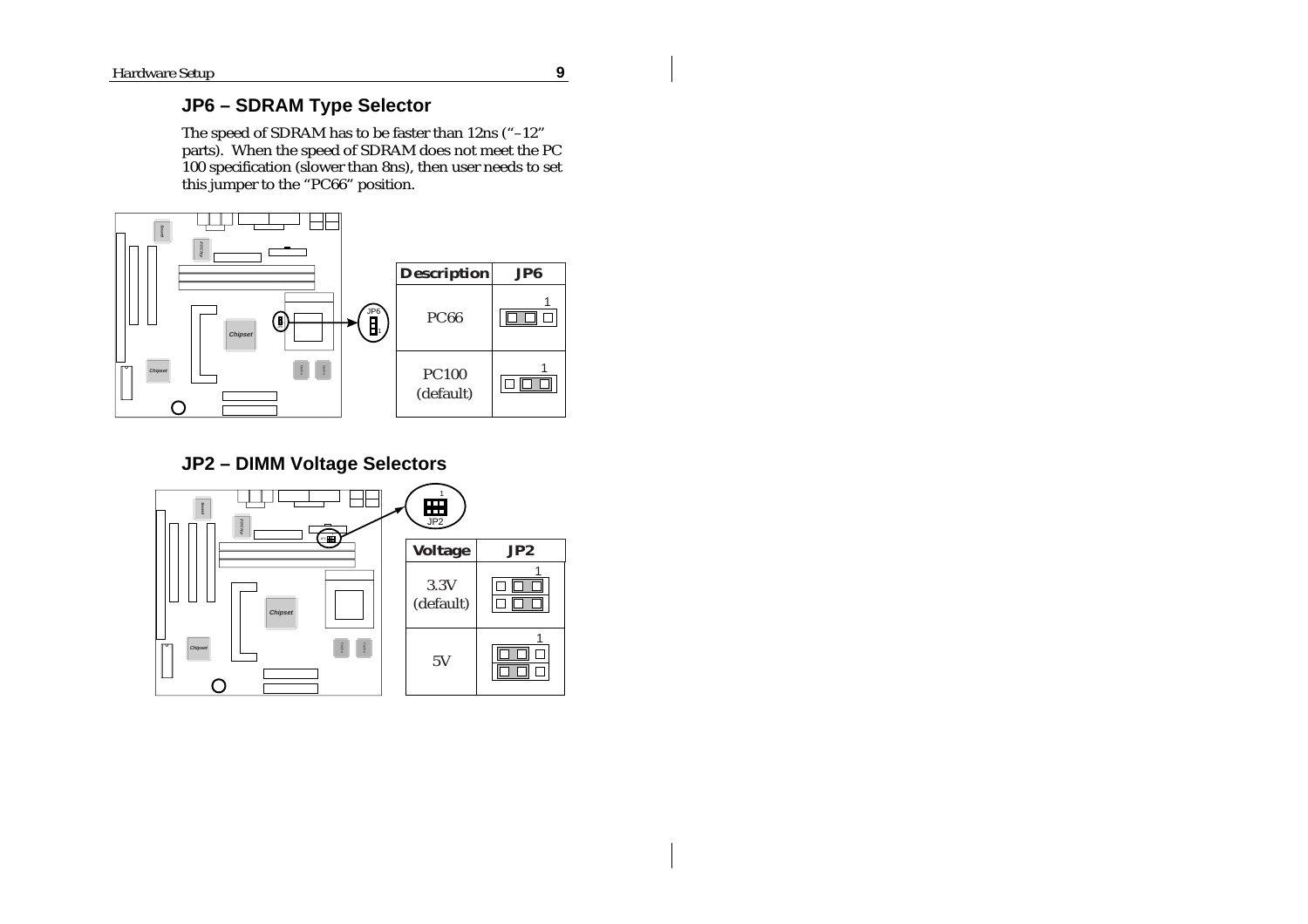## JP6 – SDRAM Type Selector

The speed of SDRAM has to be faster than 12ns ("–12" parts). When the speed of SDRAM does not meet the PC 100 specification (slower than 8ns), then user needs to set this jumper to the "PC66" position.

| Description | JP6 |
|---|---|
| PC66 | 1 |
| PC100 (default) | 1 |

## JP2 – DIMM Voltage Selectors

| Voltage | JP2 |
|---|---|
| 3.3V (default) | 1 |
| 5V | 1 |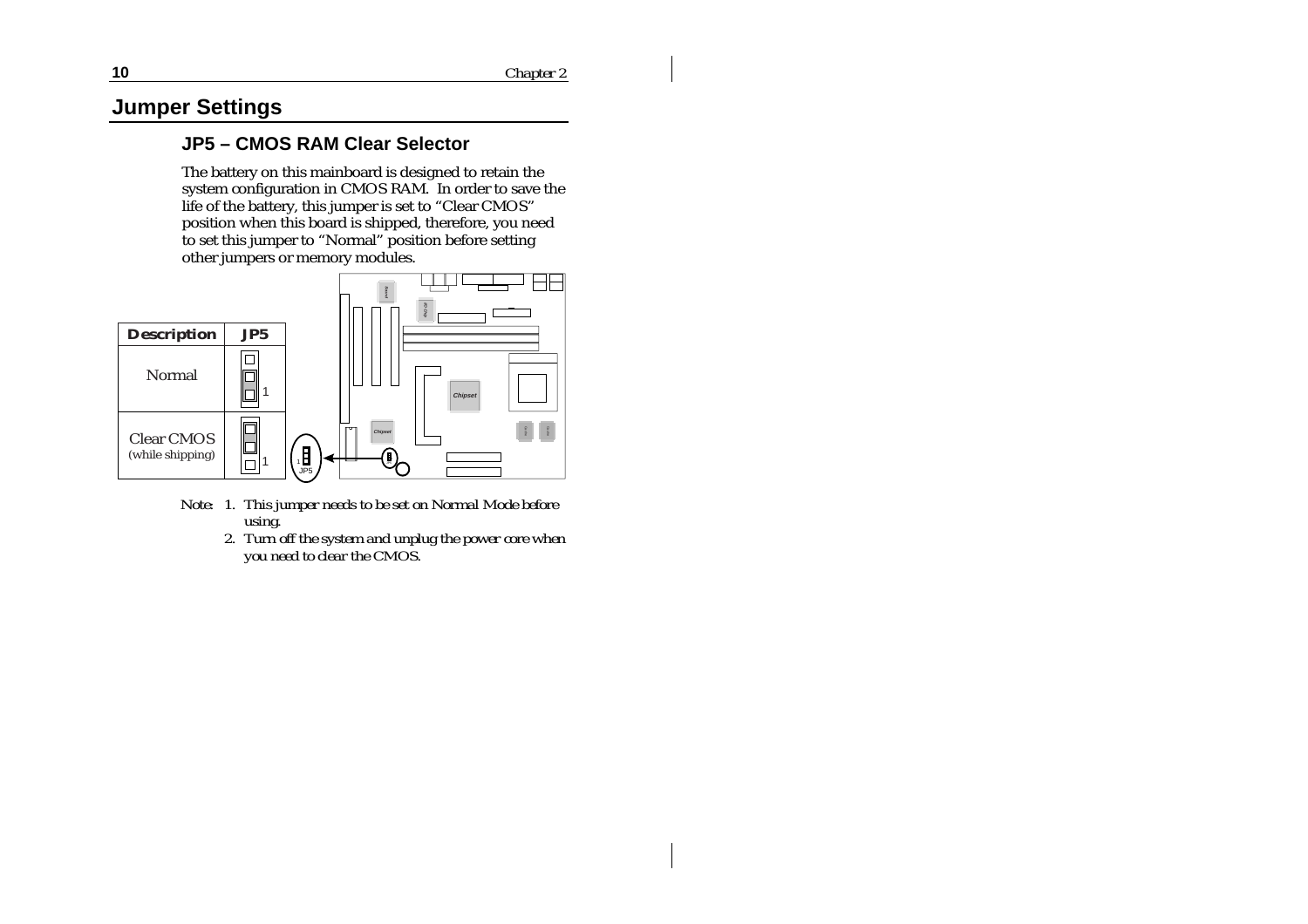# Jumper Settings

## JP5 – CMOS RAM Clear Selector

The battery on this mainboard is designed to retain the system configuration in CMOS RAM. In order to save the life of the battery, this jumper is set to "Clear CMOS" position when this board is shipped, therefore, you need to set this jumper to "Normal" position before setting other jumpers or memory modules.

| Description | JP5 |
|---|---|
| Normal | 1 |
| Clear CMOS (while shipping) | 1 |

*Note: 1. This jumper needs to be set on Normal Mode before using.*

*2. Turn off the system and unplug the power core when you need to clear the CMOS.*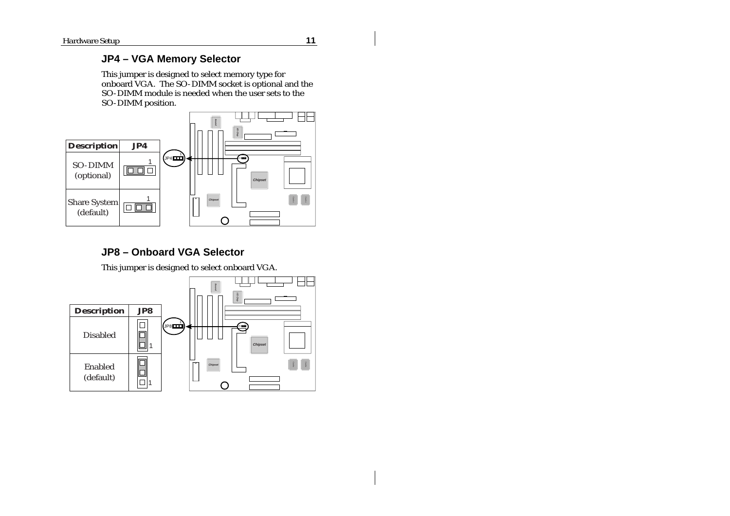## JP4 – VGA Memory Selector

This jumper is designed to select memory type for onboard VGA. The SO-DIMM socket is optional and the SO-DIMM module is needed when the user sets to the SO-DIMM position.

| Description | JP4 |
|---|---|
| SO-DIMM (optional) | 1 |
| Share System (default) | 1 |

## JP8 – Onboard VGA Selector

This jumper is designed to select onboard VGA.

| Description | JP8 |
|---|---|
| Disabled | 1 |
| Enabled (default) | 1 |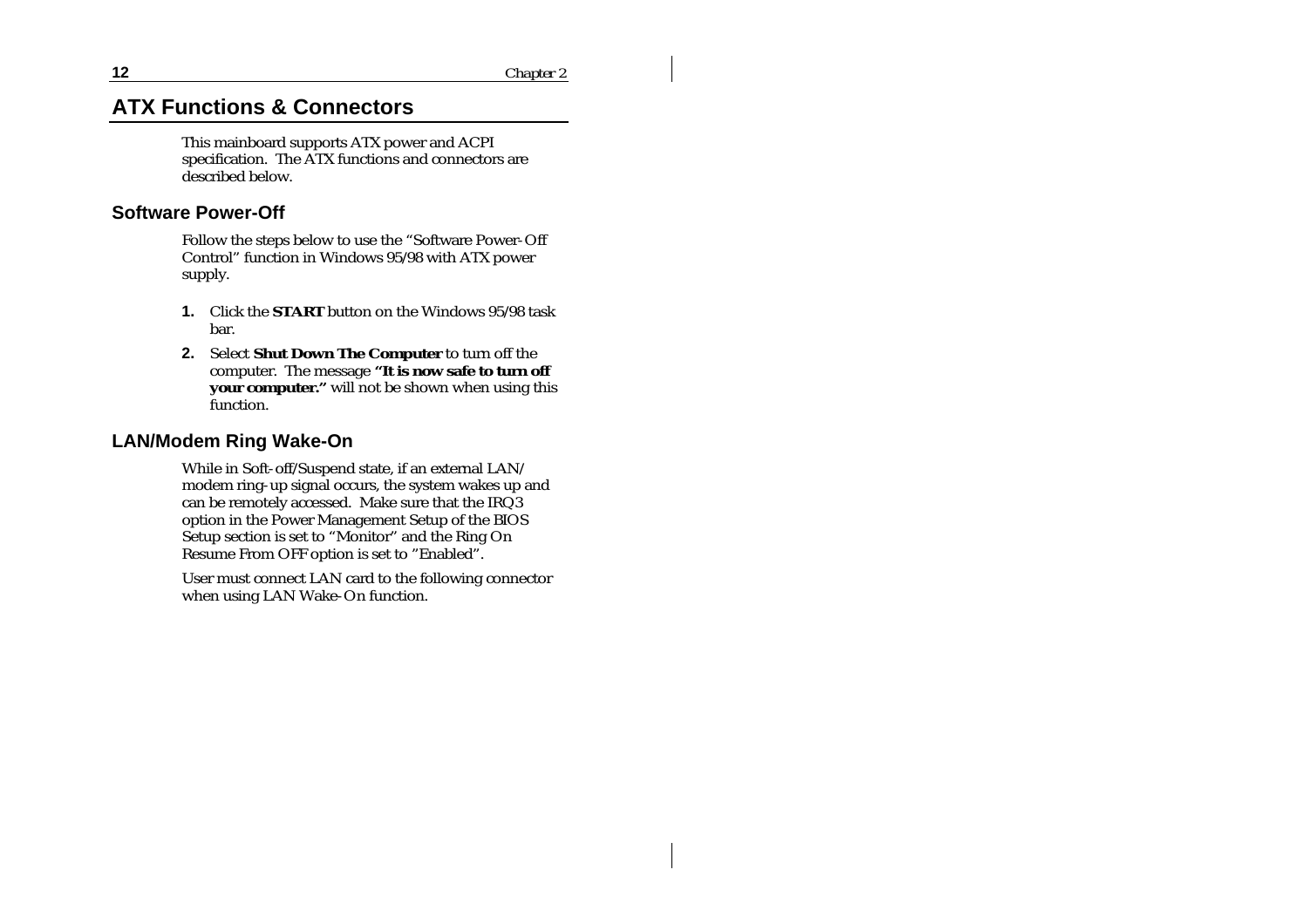## ATX Functions & Connectors

This mainboard supports ATX power and ACPI specification. The ATX functions and connectors are described below.

### Software Power-Off

Follow the steps below to use the "Software Power-Off Control" function in Windows 95/98 with ATX power supply.

1. Click the **START** button on the Windows 95/98 task bar.
2. Select **Shut Down The Computer** to turn off the computer. The message **"It is now safe to turn off your computer."** will not be shown when using this function.

### LAN/Modem Ring Wake-On

While in Soft-off/Suspend state, if an external LAN/ modem ring-up signal occurs, the system wakes up and can be remotely accessed. Make sure that the IRQ3 option in the Power Management Setup of the BIOS Setup section is set to "Monitor" and the Ring On Resume From OFF option is set to "Enabled".

User must connect LAN card to the following connector when using LAN Wake-On function.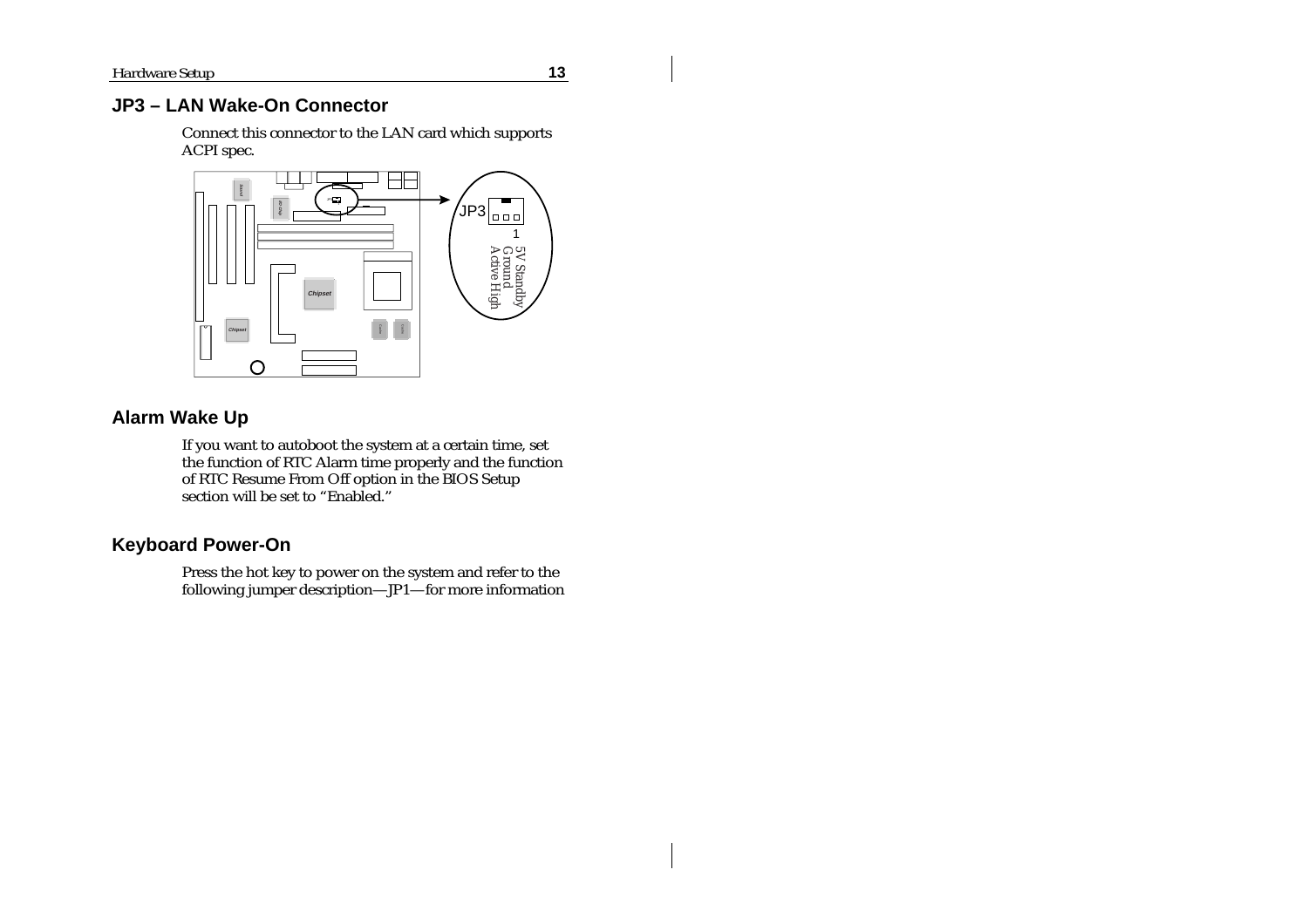## JP3 – LAN Wake-On Connector

Connect this connector to the LAN card which supports ACPI spec.

JP3

1

5V Standby
Ground
Active High

## Alarm Wake Up

If you want to autoboot the system at a certain time, set the function of RTC Alarm time properly and the function of RTC Resume From Off option in the BIOS Setup section will be set to “Enabled.”

## Keyboard Power-On

Press the hot key to power on the system and refer to the following jumper description—JP1—for more information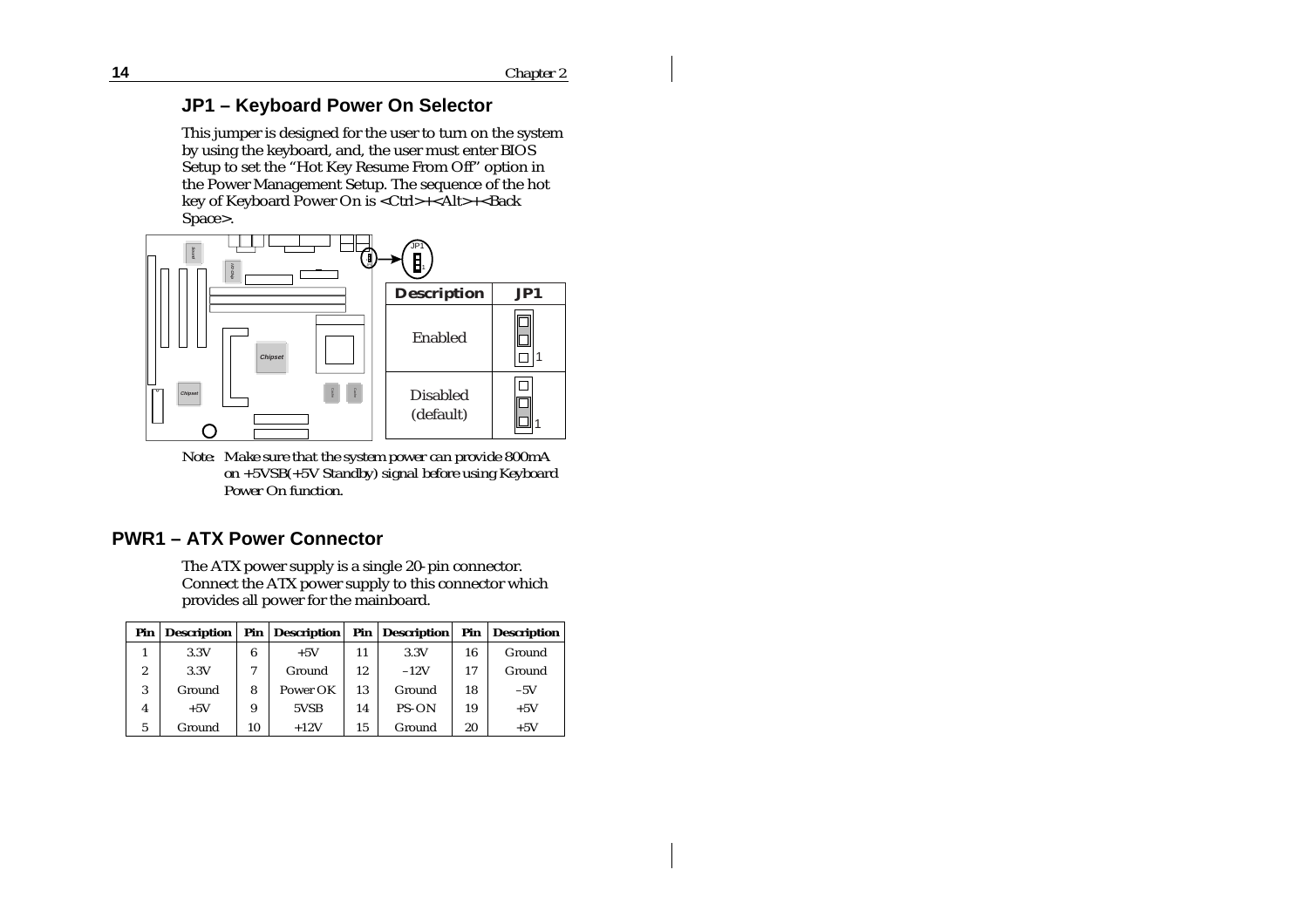## JP1 – Keyboard Power On Selector

This jumper is designed for the user to turn on the system by using the keyboard, and, the user must enter BIOS Setup to set the "Hot Key Resume From Off" option in the Power Management Setup. The sequence of the hot key of Keyboard Power On is <Ctrl>+<Alt>+<Back Space>.

| Description | JP1 |
|---|---|
| Enabled | 1 |
| Disabled (default) | 1 |

*Note: Make sure that the system power can provide 800mA on +5VSB(+5V Standby) signal before using Keyboard Power On function.*

## PWR1 – ATX Power Connector

The ATX power supply is a single 20-pin connector. Connect the ATX power supply to this connector which provides all power for the mainboard.

| Pin | Description | Pin | Description | Pin | Description | Pin | Description |
|---|---|---|---|---|---|---|---|
| 1 | 3.3V | 6 | +5V | 11 | 3.3V | 16 | Ground |
| 2 | 3.3V | 7 | Ground | 12 | –12V | 17 | Ground |
| 3 | Ground | 8 | Power OK | 13 | Ground | 18 | –5V |
| 4 | +5V | 9 | 5VSB | 14 | PS-ON | 19 | +5V |
| 5 | Ground | 10 | +12V | 15 | Ground | 20 | +5V |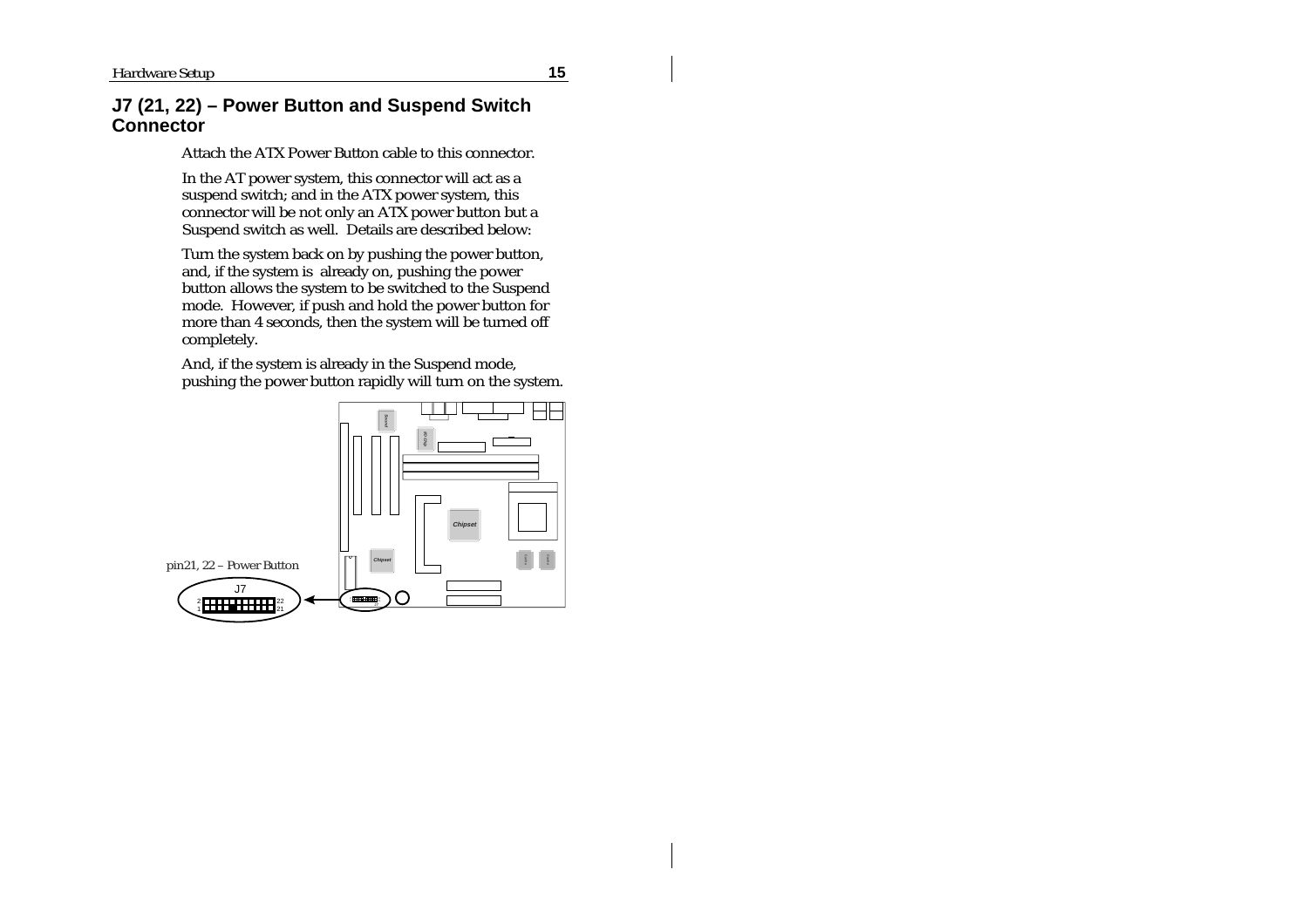## J7 (21, 22) – Power Button and Suspend Switch Connector

Attach the ATX Power Button cable to this connector.

In the AT power system, this connector will act as a suspend switch; and in the ATX power system, this connector will be not only an ATX power button but a Suspend switch as well. Details are described below:

Turn the system back on by pushing the power button, and, if the system is already on, pushing the power button allows the system to be switched to the Suspend mode. However, if push and hold the power button for more than 4 seconds, then the system will be turned off completely.

And, if the system is already in the Suspend mode, pushing the power button rapidly will turn on the system.

pin21, 22 – Power Button

J7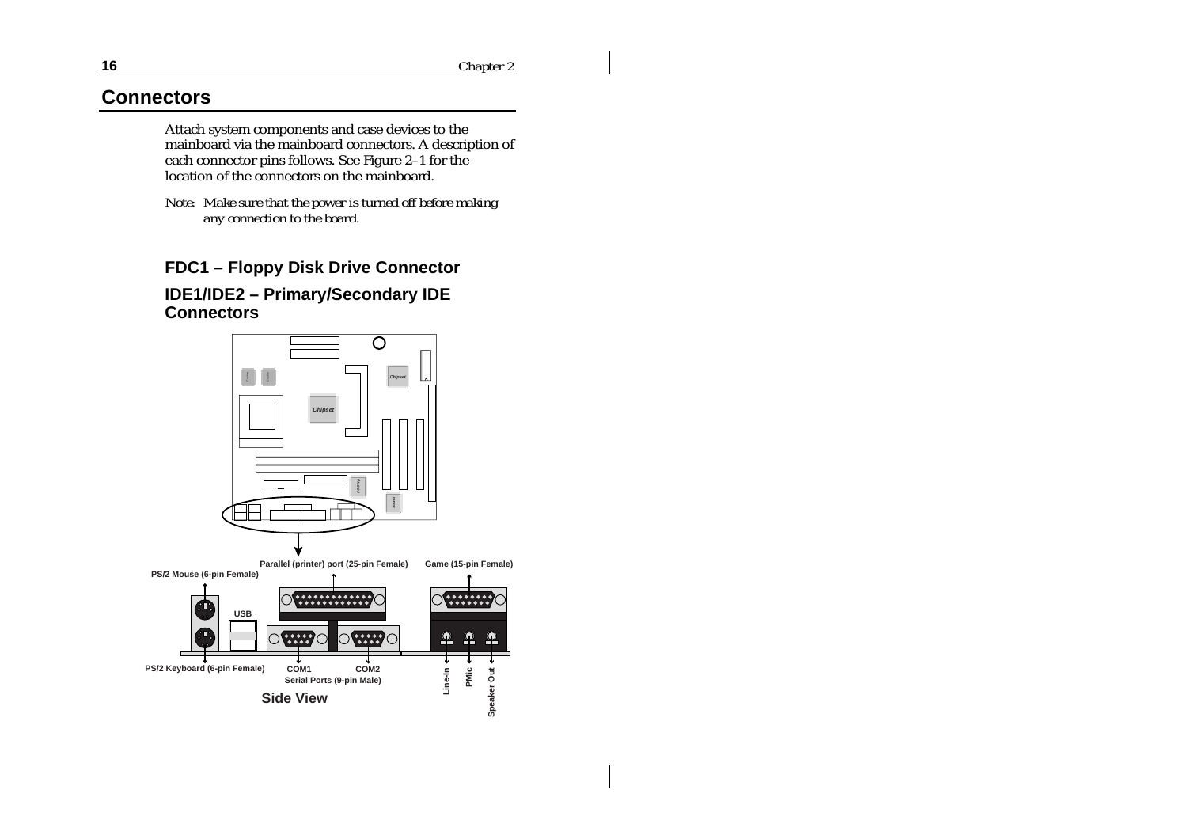## Connectors

Attach system components and case devices to the mainboard via the mainboard connectors. A description of each connector pins follows. See Figure 2–1 for the location of the connectors on the mainboard.

*Note: Make sure that the power is turned off before making any connection to the board.*

### FDC1 – Floppy Disk Drive Connector

### IDE1/IDE2 – Primary/Secondary IDE Connectors

Parallel (printer) port (25-pin Female)

Game (15-pin Female)

PS/2 Mouse (6-pin Female)

USB

PS/2 Keyboard (6-pin Female)

COM1

COM2

Serial Ports (9-pin Male)

Line-In

PMic

Speaker Out

**Side View**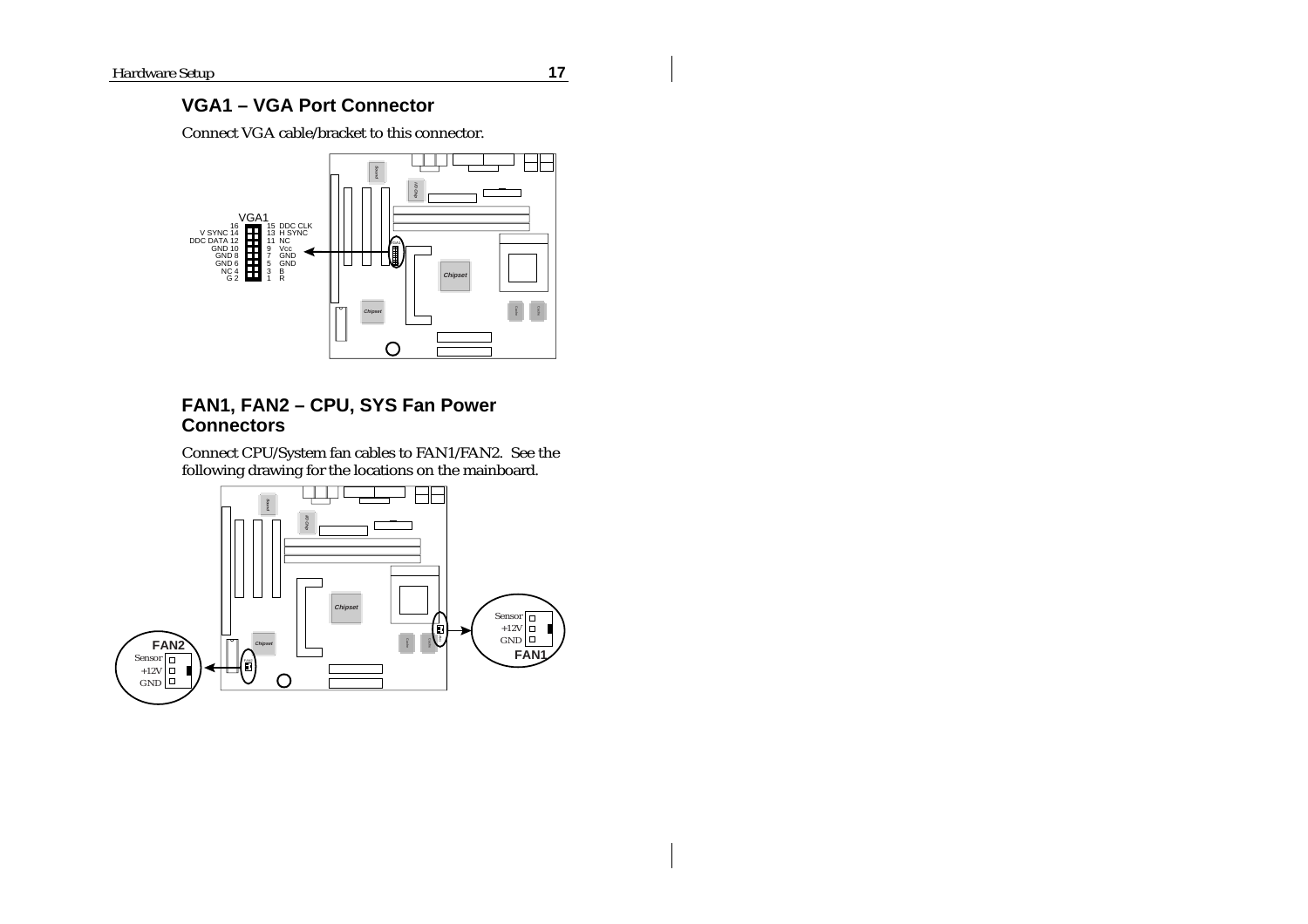## VGA1 – VGA Port Connector

Connect VGA cable/bracket to this connector.

VGA1

| Pin | Signal | Pin | Signal |
|---|---|---|---|
| 16 | | 15 | DDC CLK |
| 14 | V SYNC | 13 | H SYNC |
| 12 | DDC DATA | 11 | NC |
| 10 | GND | 9 | Vcc |
| 8 | GND | 7 | GND |
| 6 | GND | 5 | GND |
| 4 | NC | 3 | B |
| 2 | G | 1 | R |

## FAN1, FAN2 – CPU, SYS Fan Power Connectors

Connect CPU/System fan cables to FAN1/FAN2. See the following drawing for the locations on the mainboard.

FAN1: Sensor, +12V, GND

FAN2: Sensor, +12V, GND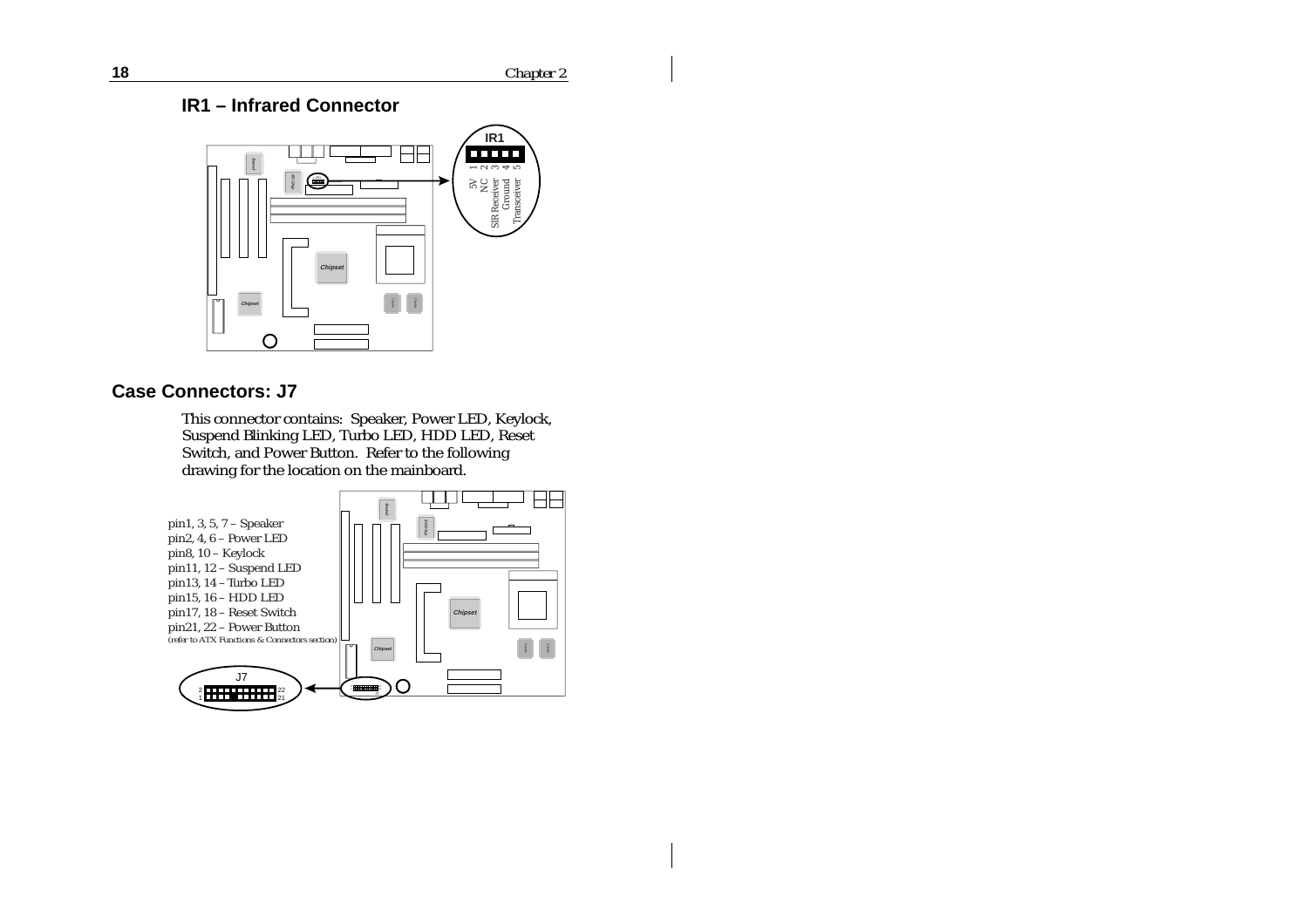## IR1 – Infrared Connector

IR1

| Pin | Function |
| --- | --- |
| 1 | 5V |
| 2 | NC |
| 3 | SIR Receiver |
| 4 | Ground |
| 5 | Transceiver |

## Case Connectors: J7

This connector contains: Speaker, Power LED, Keylock, Suspend Blinking LED, Turbo LED, HDD LED, Reset Switch, and Power Button. Refer to the following drawing for the location on the mainboard.

pin1, 3, 5, 7 – Speaker
pin2, 4, 6 – Power LED
pin8, 10 – Keylock
pin11, 12 – Suspend LED
pin13, 14 – Turbo LED
pin15, 16 – HDD LED
pin17, 18 – Reset Switch
pin21, 22 – Power Button
(refer to ATX Functions & Connectors section)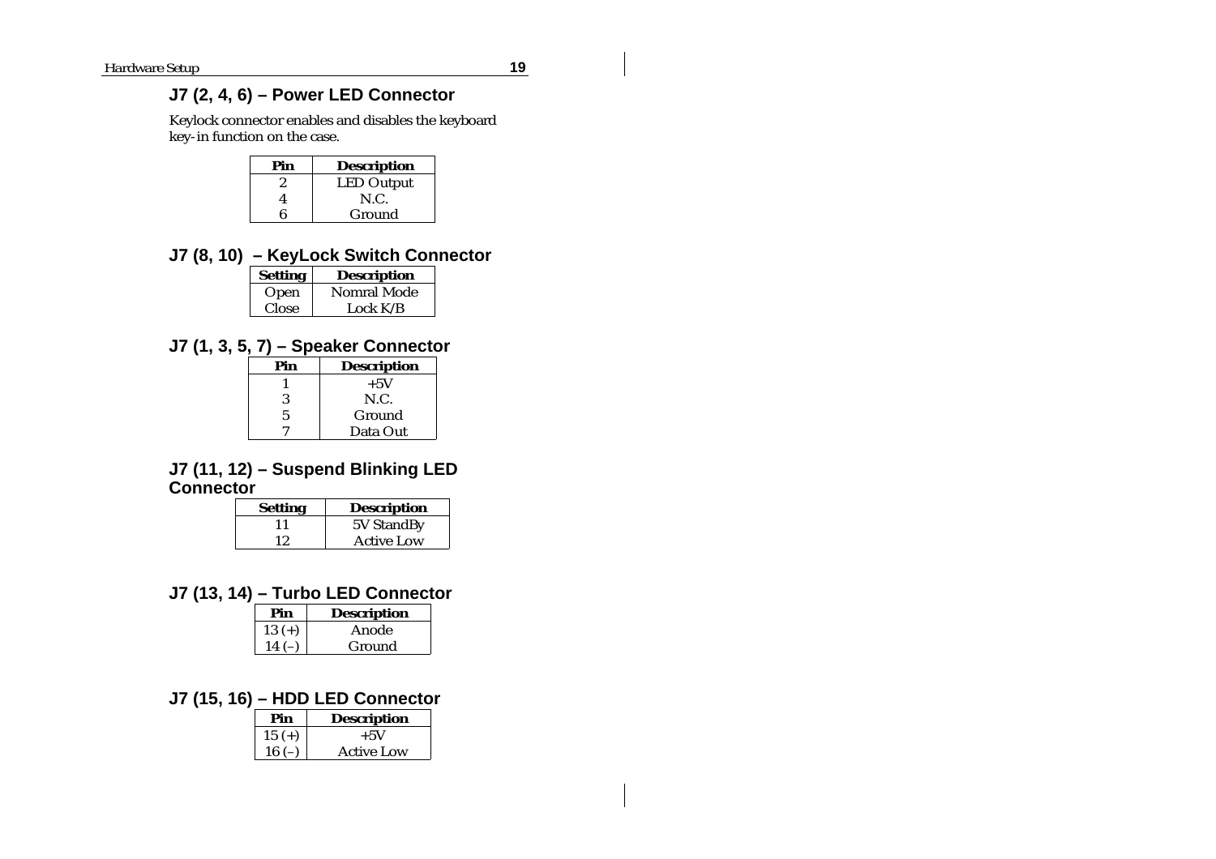### J7 (2, 4, 6) – Power LED Connector

Keylock connector enables and disables the keyboard key-in function on the case.

| Pin | Description |
|---|---|
| 2 | LED Output |
| 4 | N.C. |
| 6 | Ground |

### J7 (8, 10) – KeyLock Switch Connector

| Setting | Description |
|---|---|
| Open | Nomral Mode |
| Close | Lock K/B |

### J7 (1, 3, 5, 7) – Speaker Connector

| Pin | Description |
|---|---|
| 1 | +5V |
| 3 | N.C. |
| 5 | Ground |
| 7 | Data Out |

### J7 (11, 12) – Suspend Blinking LED Connector

| Setting | Description |
|---|---|
| 11 | 5V StandBy |
| 12 | Active Low |

### J7 (13, 14) – Turbo LED Connector

| Pin | Description |
|---|---|
| 13 (+) | Anode |
| 14 (–) | Ground |

### J7 (15, 16) – HDD LED Connector

| Pin | Description |
|---|---|
| 15 (+) | +5V |
| 16 (–) | Active Low |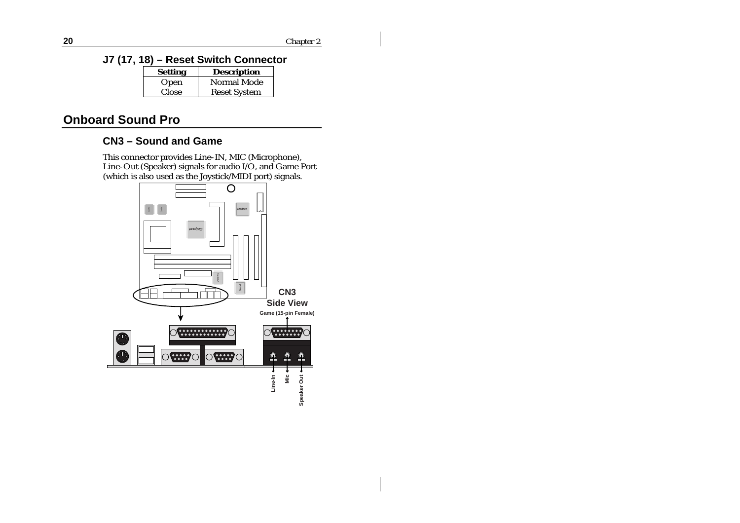### J7 (17, 18) – Reset Switch Connector

| Setting | Description |
|---|---|
| Open | Normal Mode |
| Close | Reset System |

## Onboard Sound Pro

### CN3 – Sound and Game

This connector provides Line-IN, MIC (Microphone), Line-Out (Speaker) signals for audio I/O, and Game Port (which is also used as the Joystick/MIDI port) signals.

**CN3 Side View**

Game (15-pin Female)

Line-In, Mic, Speaker Out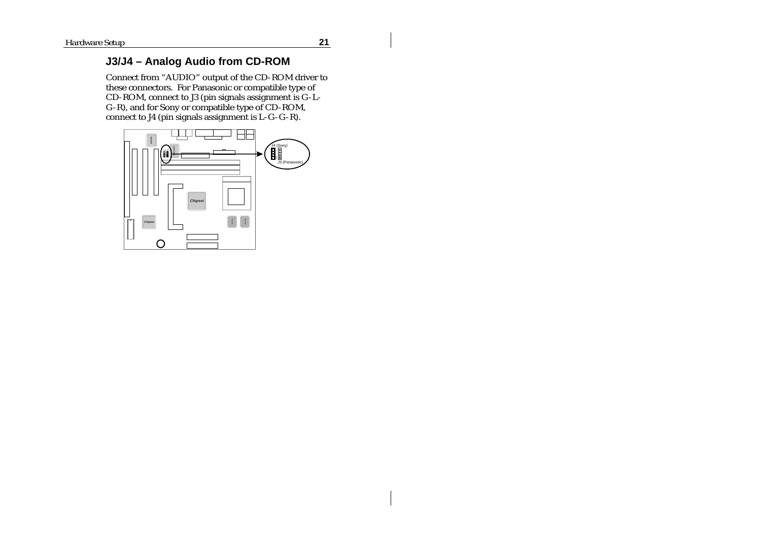## J3/J4 – Analog Audio from CD-ROM

Connect from "AUDIO" output of the CD-ROM driver to these connectors. For Panasonic or compatible type of CD-ROM, connect to J3 (pin signals assignment is G-L-G-R), and for Sony or compatible type of CD-ROM, connect to J4 (pin signals assignment is L-G-G-R).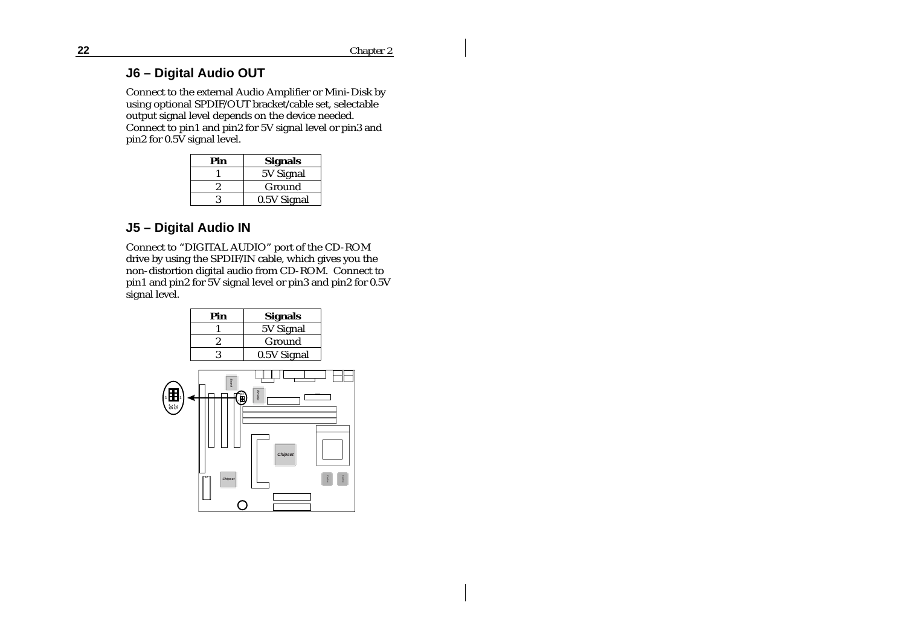## J6 – Digital Audio OUT

Connect to the external Audio Amplifier or Mini-Disk by using optional SPDIF/OUT bracket/cable set, selectable output signal level depends on the device needed. Connect to pin1 and pin2 for 5V signal level or pin3 and pin2 for 0.5V signal level.

| Pin | Signals |
|---|---|
| 1 | 5V Signal |
| 2 | Ground |
| 3 | 0.5V Signal |

## J5 – Digital Audio IN

Connect to "DIGITAL AUDIO" port of the CD-ROM drive by using the SPDIF/IN cable, which gives you the non-distortion digital audio from CD-ROM. Connect to pin1 and pin2 for 5V signal level or pin3 and pin2 for 0.5V signal level.

| Pin | Signals |
|---|---|
| 1 | 5V Signal |
| 2 | Ground |
| 3 | 0.5V Signal |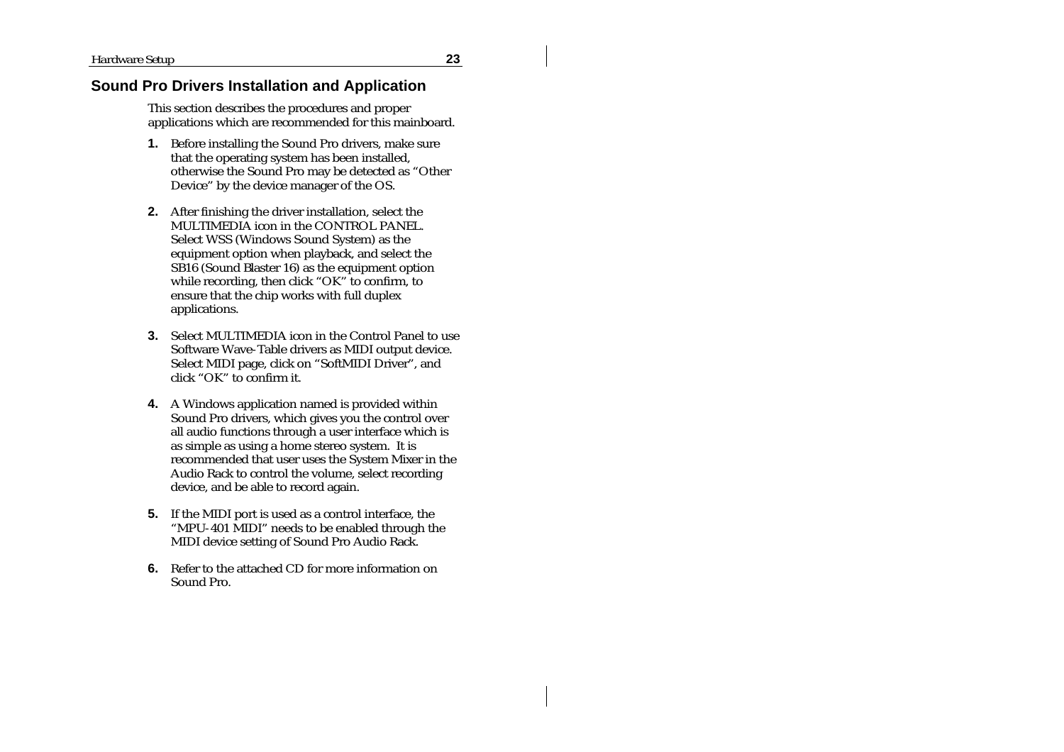## Sound Pro Drivers Installation and Application

This section describes the procedures and proper applications which are recommended for this mainboard.

1. Before installing the Sound Pro drivers, make sure that the operating system has been installed, otherwise the Sound Pro may be detected as "Other Device" by the device manager of the OS.

2. After finishing the driver installation, select the MULTIMEDIA icon in the CONTROL PANEL. Select WSS (Windows Sound System) as the equipment option when playback, and select the SB16 (Sound Blaster 16) as the equipment option while recording, then click "OK" to confirm, to ensure that the chip works with full duplex applications.

3. Select MULTIMEDIA icon in the Control Panel to use Software Wave-Table drivers as MIDI output device. Select MIDI page, click on "SoftMIDI Driver", and click "OK" to confirm it.

4. A Windows application named is provided within Sound Pro drivers, which gives you the control over all audio functions through a user interface which is as simple as using a home stereo system. It is recommended that user uses the System Mixer in the Audio Rack to control the volume, select recording device, and be able to record again.

5. If the MIDI port is used as a control interface, the "MPU-401 MIDI" needs to be enabled through the MIDI device setting of Sound Pro Audio Rack.

6. Refer to the attached CD for more information on Sound Pro.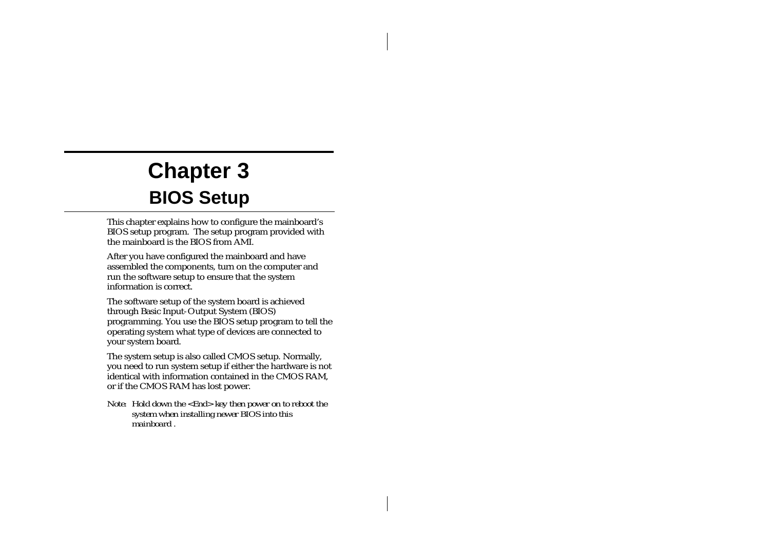# Chapter 3

## BIOS Setup

This chapter explains how to configure the mainboard's BIOS setup program. The setup program provided with the mainboard is the BIOS from AMI.

After you have configured the mainboard and have assembled the components, turn on the computer and run the software setup to ensure that the system information is correct.

The software setup of the system board is achieved through Basic Input-Output System (BIOS) programming. You use the BIOS setup program to tell the operating system what type of devices are connected to your system board.

The system setup is also called CMOS setup. Normally, you need to run system setup if either the hardware is not identical with information contained in the CMOS RAM, or if the CMOS RAM has lost power.

*Note: Hold down the <End> key then power on to reboot the system when installing newer BIOS into this mainboard .*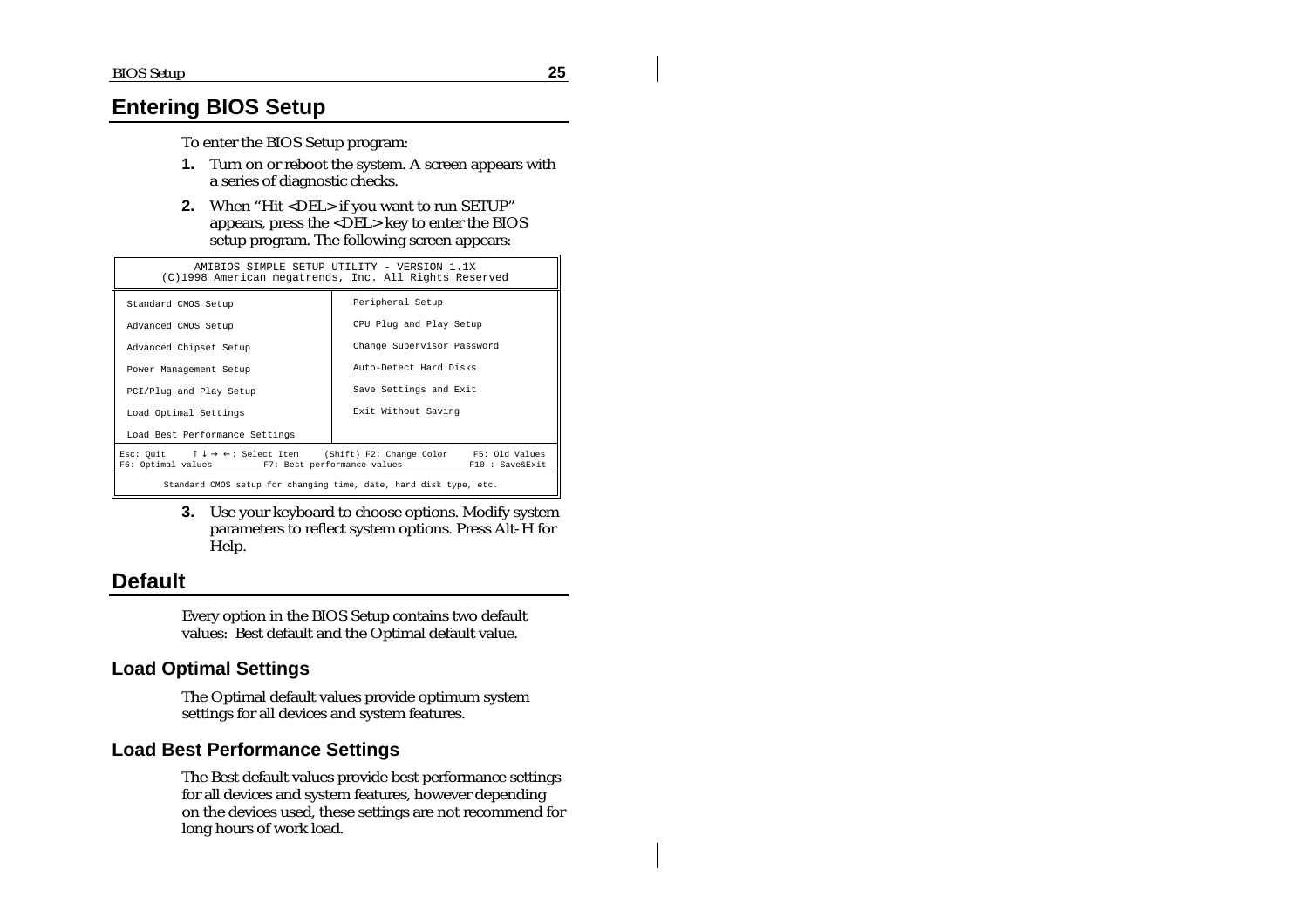## Entering BIOS Setup

To enter the BIOS Setup program:

1. Turn on or reboot the system. A screen appears with a series of diagnostic checks.
2. When "Hit <DEL> if you want to run SETUP" appears, press the <DEL> key to enter the BIOS setup program. The following screen appears:

```
AMIBIOS SIMPLE SETUP UTILITY - VERSION 1.1X
(C)1998 American megatrends, Inc. All Rights Reserved

Standard CMOS Setup                 Peripheral Setup
Advanced CMOS Setup                 CPU Plug and Play Setup
Advanced Chipset Setup              Change Supervisor Password
Power Management Setup              Auto-Detect Hard Disks
PCI/Plug and Play Setup             Save Settings and Exit
Load Optimal Settings               Exit Without Saving
Load Best Performance Settings

Esc: Quit    ↑ ↓ → ←: Select Item    (Shift) F2: Change Color    F5: Old Values
F6: Optimal values       F7: Best performance values             F10 : Save&Exit

Standard CMOS setup for changing time, date, hard disk type, etc.
```

3. Use your keyboard to choose options. Modify system parameters to reflect system options. Press Alt-H for Help.

## Default

Every option in the BIOS Setup contains two default values: Best default and the Optimal default value.

### Load Optimal Settings

The Optimal default values provide optimum system settings for all devices and system features.

### Load Best Performance Settings

The Best default values provide best performance settings for all devices and system features, however depending on the devices used, these settings are not recommend for long hours of work load.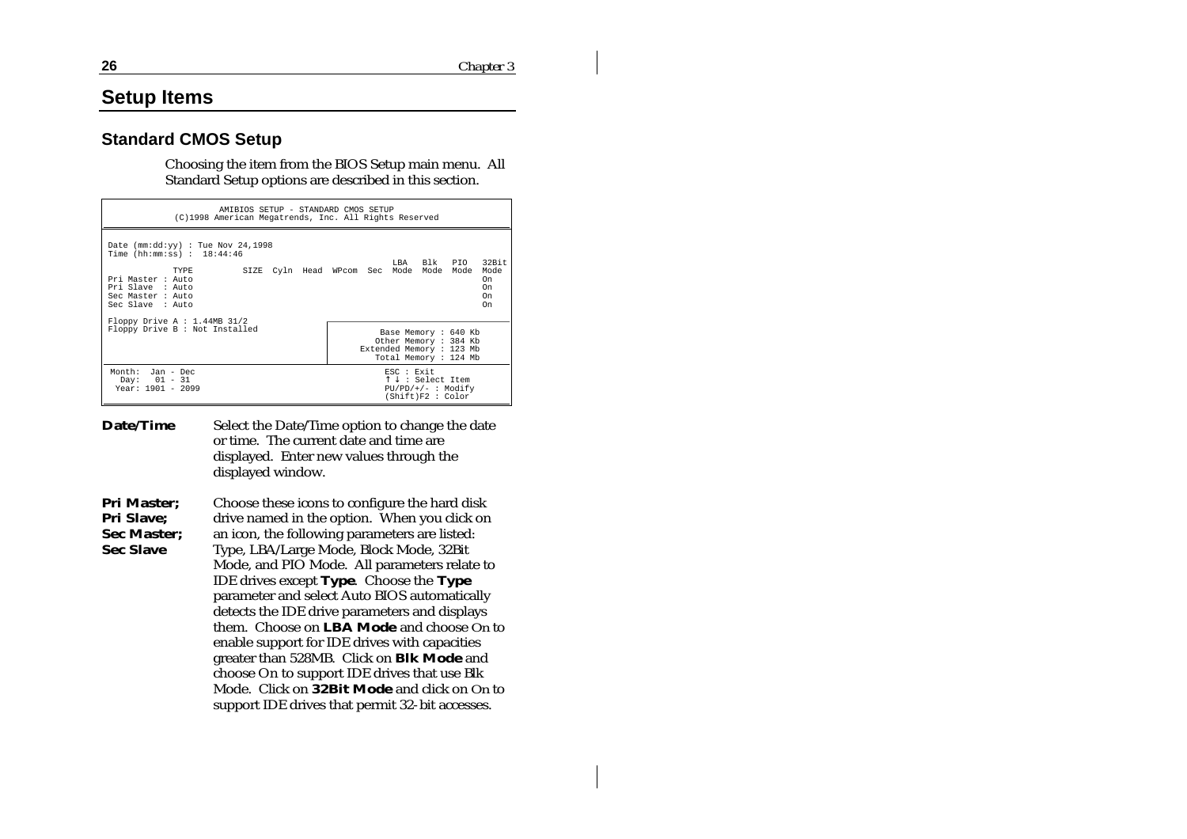# Setup Items

## Standard CMOS Setup

Choosing the item from the BIOS Setup main menu. All Standard Setup options are described in this section.

```
                    AMIBIOS SETUP - STANDARD CMOS SETUP
          (C)1998 American Megatrends, Inc. All Rights Reserved

Date (mm:dd:yy) : Tue Nov 24,1998
Time (hh:mm:ss) :  18:44:46
                                                      LBA   Blk   PIO   32Bit
            TYPE        SIZE  Cyln  Head  WPcom  Sec  Mode  Mode  Mode  Mode
Pri Master : Auto                                                       On
Pri Slave  : Auto                                                       On
Sec Master : Auto                                                       On
Sec Slave  : Auto                                                       On

Floppy Drive A : 1.44MB 31/2
Floppy Drive B : Not Installed
                                              Base Memory : 640 Kb
                                             Other Memory : 384 Kb
                                          Extended Memory : 123 Mb
                                             Total Memory : 124 Mb

Month:  Jan - Dec                              ESC : Exit
  Day:  01 - 31                                ↑ ↓ : Select Item
 Year:  1901 - 2099                            PU/PD/+/- : Modify
                                               (Shift)F2 : Color
```

**Date/Time** Select the Date/Time option to change the date or time. The current date and time are displayed. Enter new values through the displayed window.

**Pri Master; Pri Slave; Sec Master; Sec Slave** Choose these icons to configure the hard disk drive named in the option. When you click on an icon, the following parameters are listed: Type, LBA/Large Mode, Block Mode, 32Bit Mode, and PIO Mode. All parameters relate to IDE drives except **Type**. Choose the **Type** parameter and select Auto BIOS automatically detects the IDE drive parameters and displays them. Choose on **LBA Mode** and choose On to enable support for IDE drives with capacities greater than 528MB. Click on **Blk Mode** and choose On to support IDE drives that use Blk Mode. Click on **32Bit Mode** and click on On to support IDE drives that permit 32-bit accesses.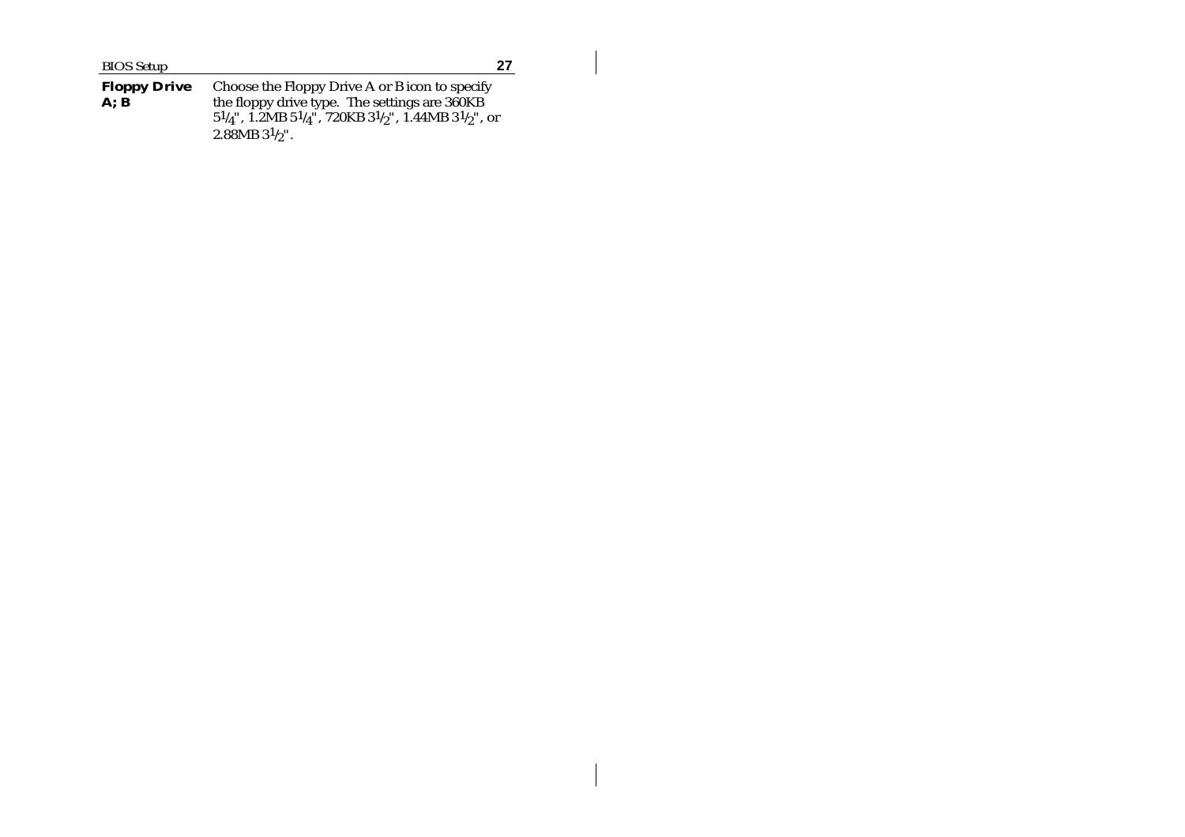**Floppy Drive A; B** Choose the Floppy Drive A or B icon to specify the floppy drive type. The settings are 360KB $5\frac{1}{4}$", 1.2MB $5\frac{1}{4}$", 720KB $3\frac{1}{2}$", 1.44MB $3\frac{1}{2}$", or 2.88MB $3\frac{1}{2}$".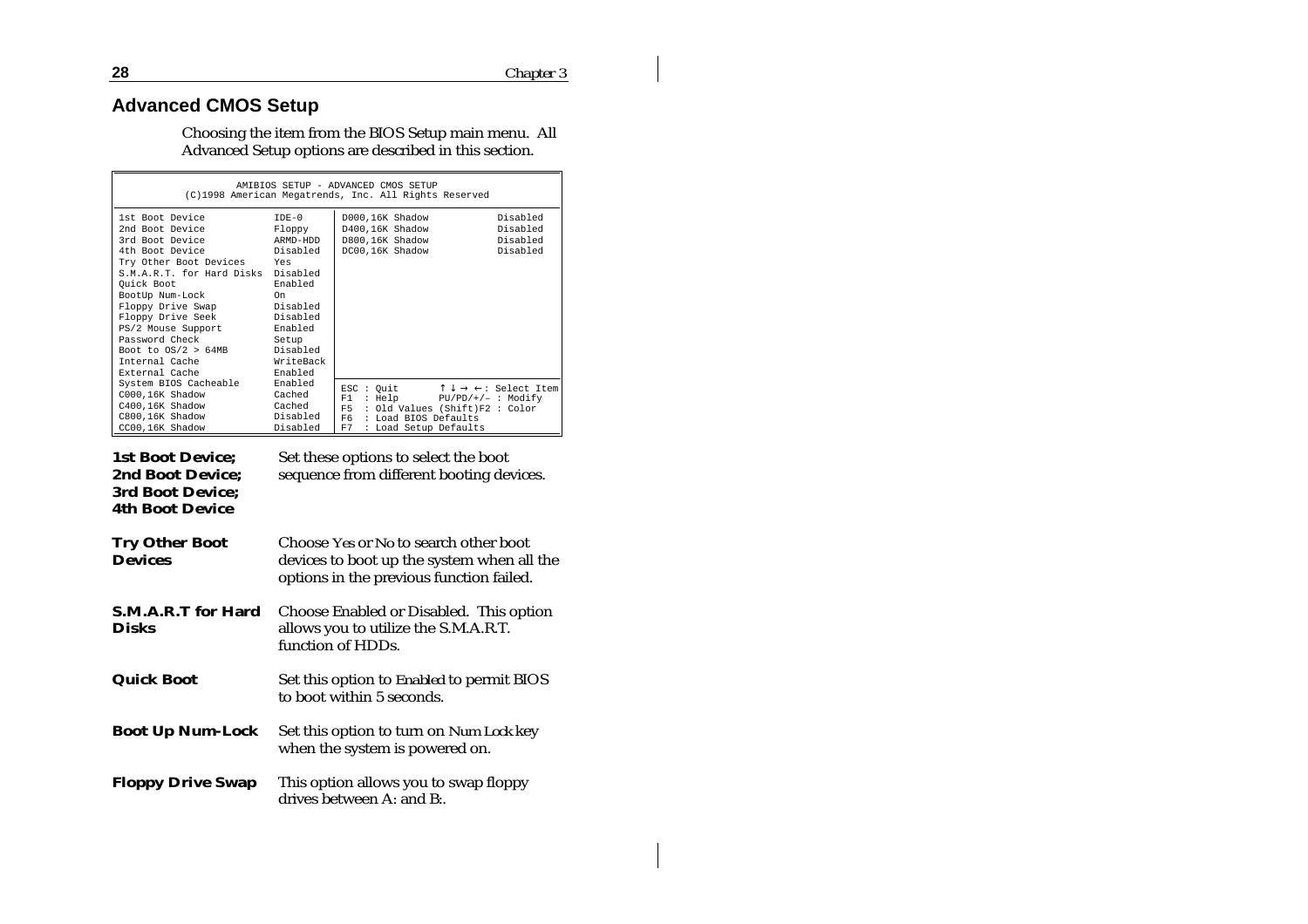## Advanced CMOS Setup

Choosing the item from the BIOS Setup main menu. All Advanced Setup options are described in this section.

```
AMIBIOS SETUP - ADVANCED CMOS SETUP
(C)1998 American Megatrends, Inc. All Rights Reserved

1st Boot Device            IDE-0       D000,16K Shadow          Disabled
2nd Boot Device            Floppy      D400,16K Shadow          Disabled
3rd Boot Device            ARMD-HDD    D800,16K Shadow          Disabled
4th Boot Device            Disabled    DC00,16K Shadow          Disabled
Try Other Boot Devices     Yes
S.M.A.R.T. for Hard Disks  Disabled
Quick Boot                 Enabled
BootUp Num-Lock            On
Floppy Drive Swap          Disabled
Floppy Drive Seek          Disabled
PS/2 Mouse Support         Enabled
Password Check             Setup
Boot to OS/2 > 64MB        Disabled
Internal Cache             WriteBack
External Cache             Enabled
System BIOS Cacheable      Enabled     ESC : Quit       ↑↓→←: Select Item
C000,16K Shadow            Cached      F1  : Help       PU/PD/+/– : Modify
C400,16K Shadow            Cached      F5  : Old Values (Shift)F2 : Color
C800,16K Shadow            Disabled    F6  : Load BIOS Defaults
CC00,16K Shadow            Disabled    F7  : Load Setup Defaults
```

**1st Boot Device; 2nd Boot Device; 3rd Boot Device; 4th Boot Device**
Set these options to select the boot sequence from different booting devices.

**Try Other Boot Devices**
Choose *Yes* or *No* to search other boot devices to boot up the system when all the options in the previous function failed.

**S.M.A.R.T for Hard Disks**
Choose Enabled or Disabled. This option allows you to utilize the S.M.A.R.T. function of HDDs.

**Quick Boot**
Set this option to *Enabled* to permit BIOS to boot within 5 seconds.

**Boot Up Num-Lock**
Set this option to turn on *Num Lock* key when the system is powered on.

**Floppy Drive Swap**
This option allows you to swap floppy drives between A: and B:.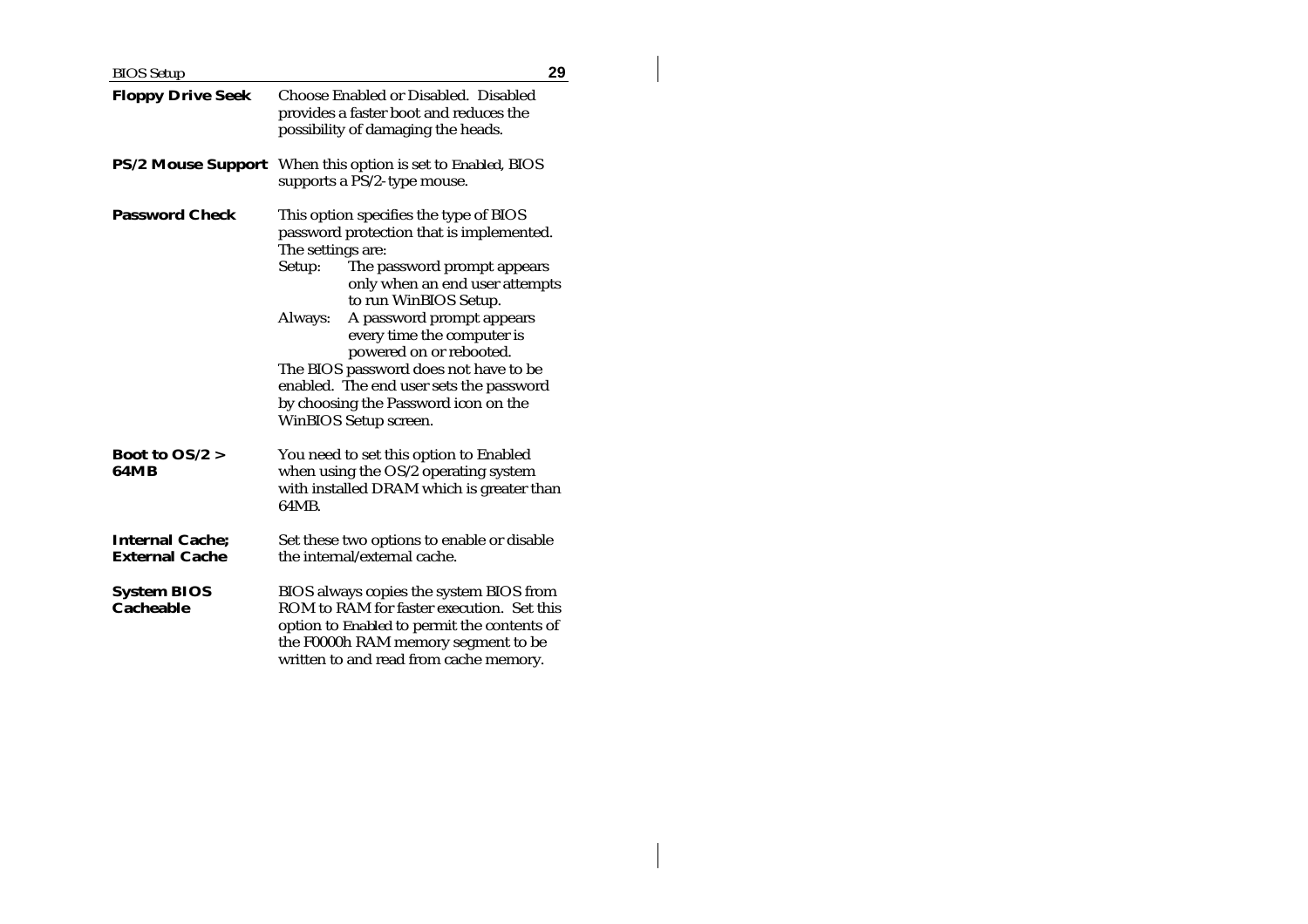**Floppy Drive Seek** Choose Enabled or Disabled. Disabled provides a faster boot and reduces the possibility of damaging the heads.

**PS/2 Mouse Support** When this option is set to *Enabled*, BIOS supports a PS/2-type mouse.

**Password Check** This option specifies the type of BIOS password protection that is implemented. The settings are:

- Setup: The password prompt appears only when an end user attempts to run WinBIOS Setup.
- Always: A password prompt appears every time the computer is powered on or rebooted.

The BIOS password does not have to be enabled. The end user sets the password by choosing the Password icon on the WinBIOS Setup screen.

**Boot to OS/2 > 64MB** You need to set this option to Enabled when using the OS/2 operating system with installed DRAM which is greater than 64MB.

**Internal Cache; External Cache** Set these two options to enable or disable the internal/external cache.

**System BIOS Cacheable** BIOS always copies the system BIOS from ROM to RAM for faster execution. Set this option to *Enabled* to permit the contents of the F0000h RAM memory segment to be written to and read from cache memory.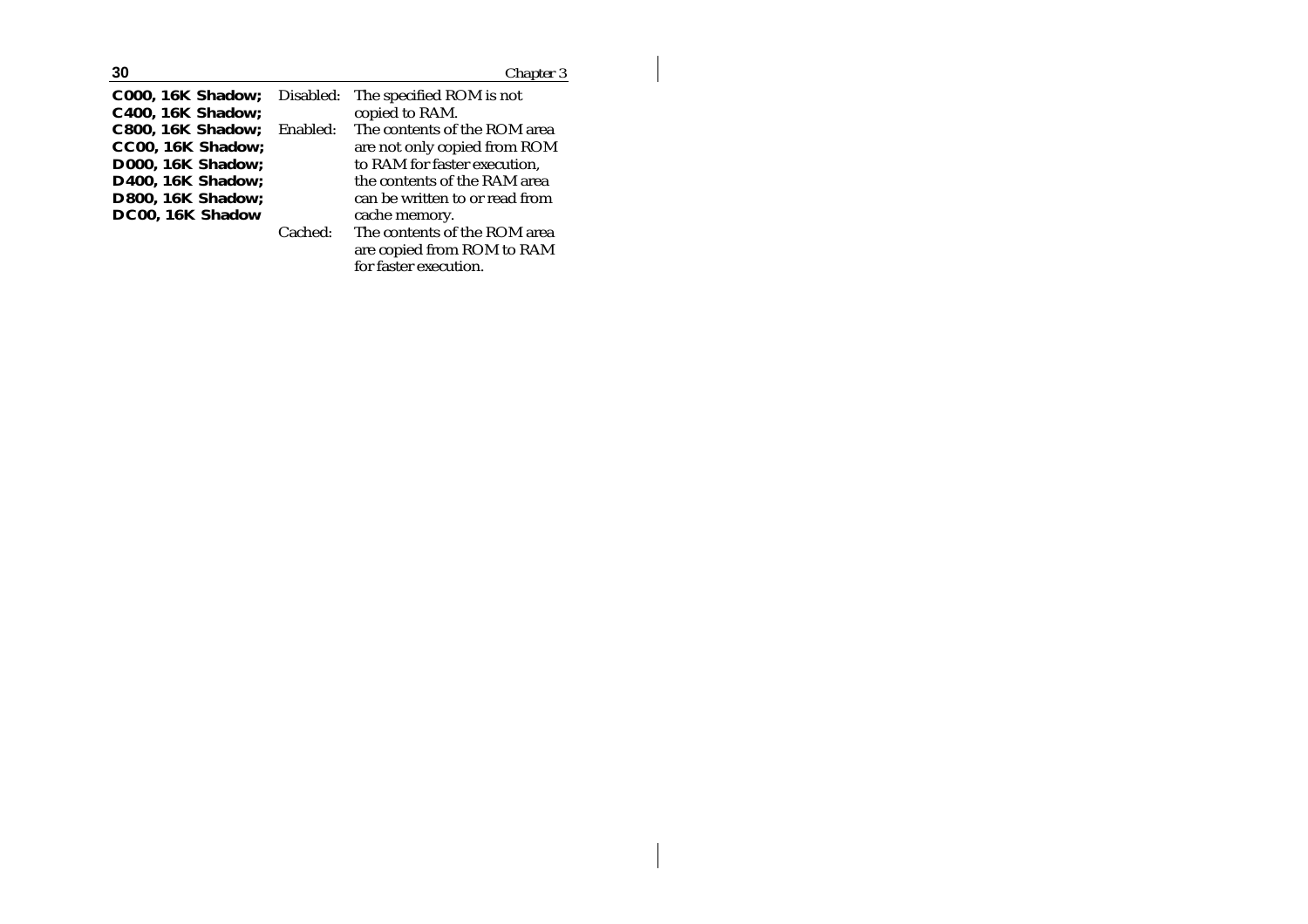**C000, 16K Shadow; C400, 16K Shadow; C800, 16K Shadow; CC00, 16K Shadow; D000, 16K Shadow; D400, 16K Shadow; D800, 16K Shadow; DC00, 16K Shadow**

Disabled: The specified ROM is not copied to RAM.

Enabled: The contents of the ROM area are not only copied from ROM to RAM for faster execution, the contents of the RAM area can be written to or read from cache memory.

Cached: The contents of the ROM area are copied from ROM to RAM for faster execution.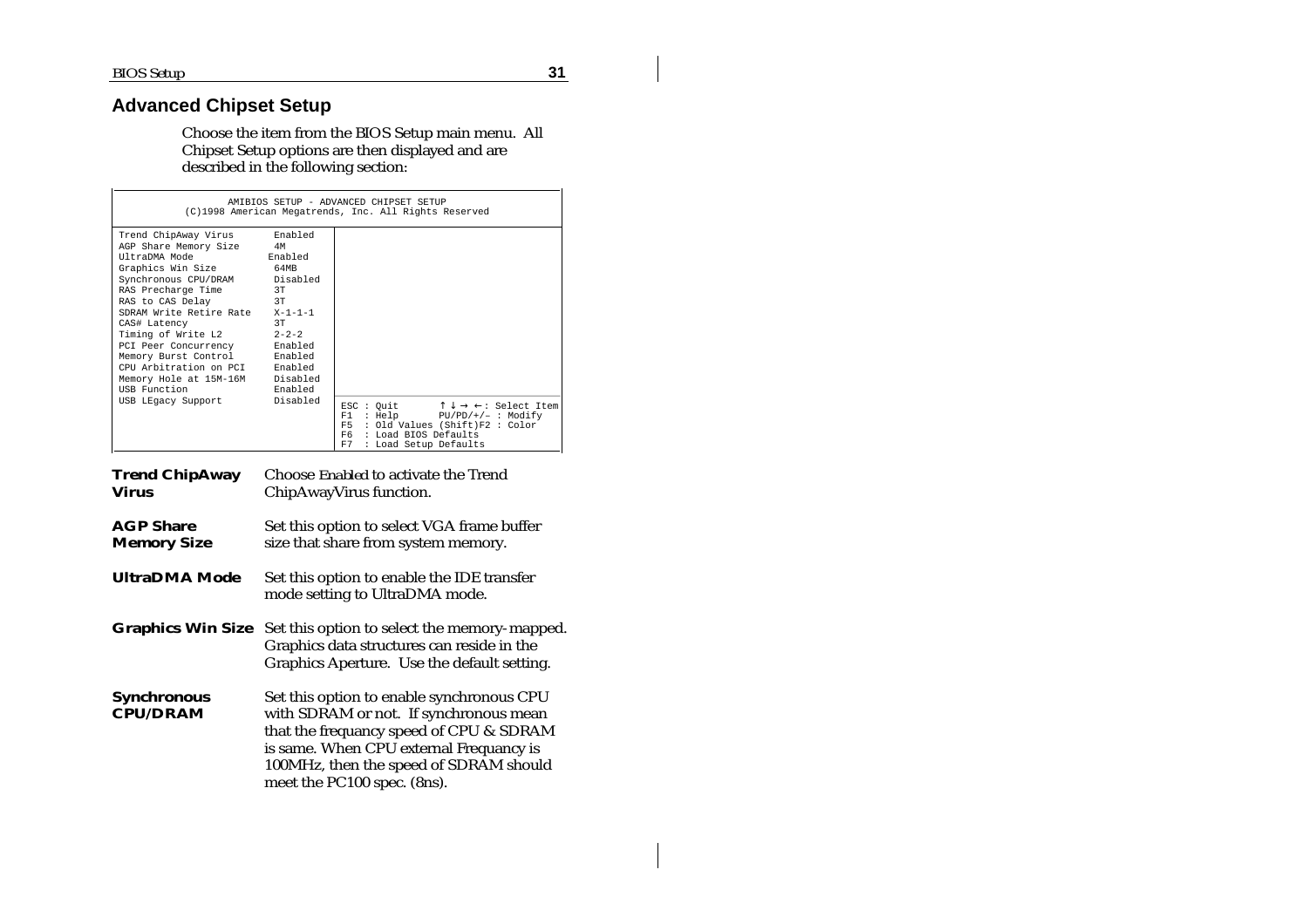## Advanced Chipset Setup

Choose the item from the BIOS Setup main menu. All Chipset Setup options are then displayed and are described in the following section:

```
                AMIBIOS SETUP - ADVANCED CHIPSET SETUP
       (C)1998 American Megatrends, Inc. All Rights Reserved

Trend ChipAway Virus       Enabled
AGP Share Memory Size      4M
UltraDMA Mode              Enabled
Graphics Win Size          64MB
Synchronous CPU/DRAM       Disabled
RAS Precharge Time         3T
RAS to CAS Delay           3T
SDRAM Write Retire Rate    X-1-1-1
CAS# Latency               3T
Timing of Write L2         2-2-2
PCI Peer Concurrency       Enabled
Memory Burst Control       Enabled
CPU Arbitration on PCI     Enabled
Memory Hole at 15M-16M     Disabled
USB Function               Enabled
USB LEgacy Support         Disabled
                                      ESC : Quit       ↑ ↓ → ← : Select Item
                                      F1  : Help       PU/PD/+/– : Modify
                                      F5  : Old Values (Shift)F2 : Color
                                      F6  : Load BIOS Defaults
                                      F7  : Load Setup Defaults
```

**Trend ChipAway Virus** Choose *Enabled* to activate the Trend ChipAwayVirus function.

**AGP Share Memory Size** Set this option to select VGA frame buffer size that share from system memory.

**UltraDMA Mode** Set this option to enable the IDE transfer mode setting to UltraDMA mode.

**Graphics Win Size** Set this option to select the memory-mapped. Graphics data structures can reside in the Graphics Aperture. Use the default setting.

**Synchronous CPU/DRAM** Set this option to enable synchronous CPU with SDRAM or not. If synchronous mean that the frequancy speed of CPU & SDRAM is same. When CPU external Frequancy is 100MHz, then the speed of SDRAM should meet the PC100 spec. (8ns).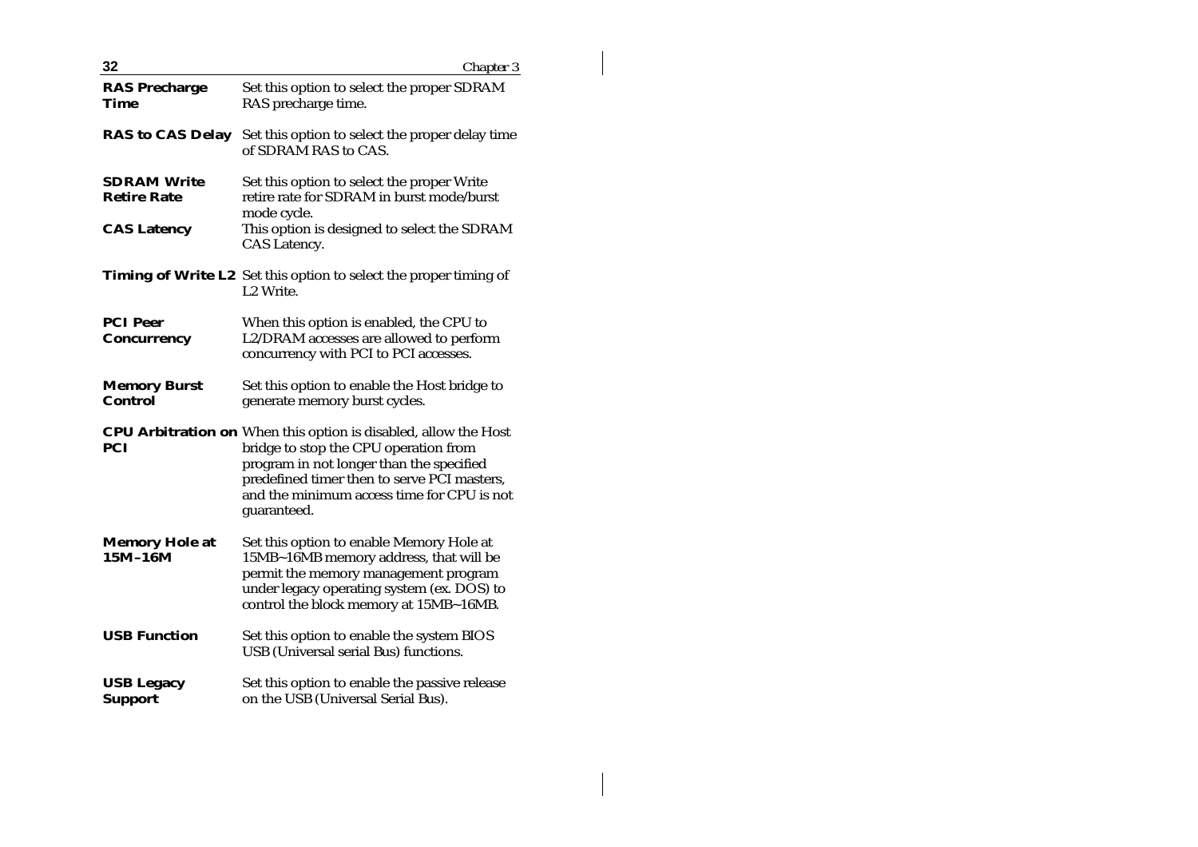**RAS Precharge Time** Set this option to select the proper SDRAM RAS precharge time.

**RAS to CAS Delay** Set this option to select the proper delay time of SDRAM RAS to CAS.

**SDRAM Write Retire Rate** Set this option to select the proper Write retire rate for SDRAM in burst mode/burst mode cycle.

**CAS Latency** This option is designed to select the SDRAM CAS Latency.

**Timing of Write L2** Set this option to select the proper timing of L2 Write.

**PCI Peer Concurrency** When this option is enabled, the CPU to L2/DRAM accesses are allowed to perform concurrency with PCI to PCI accesses.

**Memory Burst Control** Set this option to enable the Host bridge to generate memory burst cycles.

**CPU Arbitration on PCI** When this option is disabled, allow the Host bridge to stop the CPU operation from program in not longer than the specified predefined timer then to serve PCI masters, and the minimum access time for CPU is not guaranteed.

**Memory Hole at 15M–16M** Set this option to enable Memory Hole at 15MB~16MB memory address, that will be permit the memory management program under legacy operating system (ex. DOS) to control the block memory at 15MB~16MB.

**USB Function** Set this option to enable the system BIOS USB (Universal serial Bus) functions.

**USB Legacy Support** Set this option to enable the passive release on the USB (Universal Serial Bus).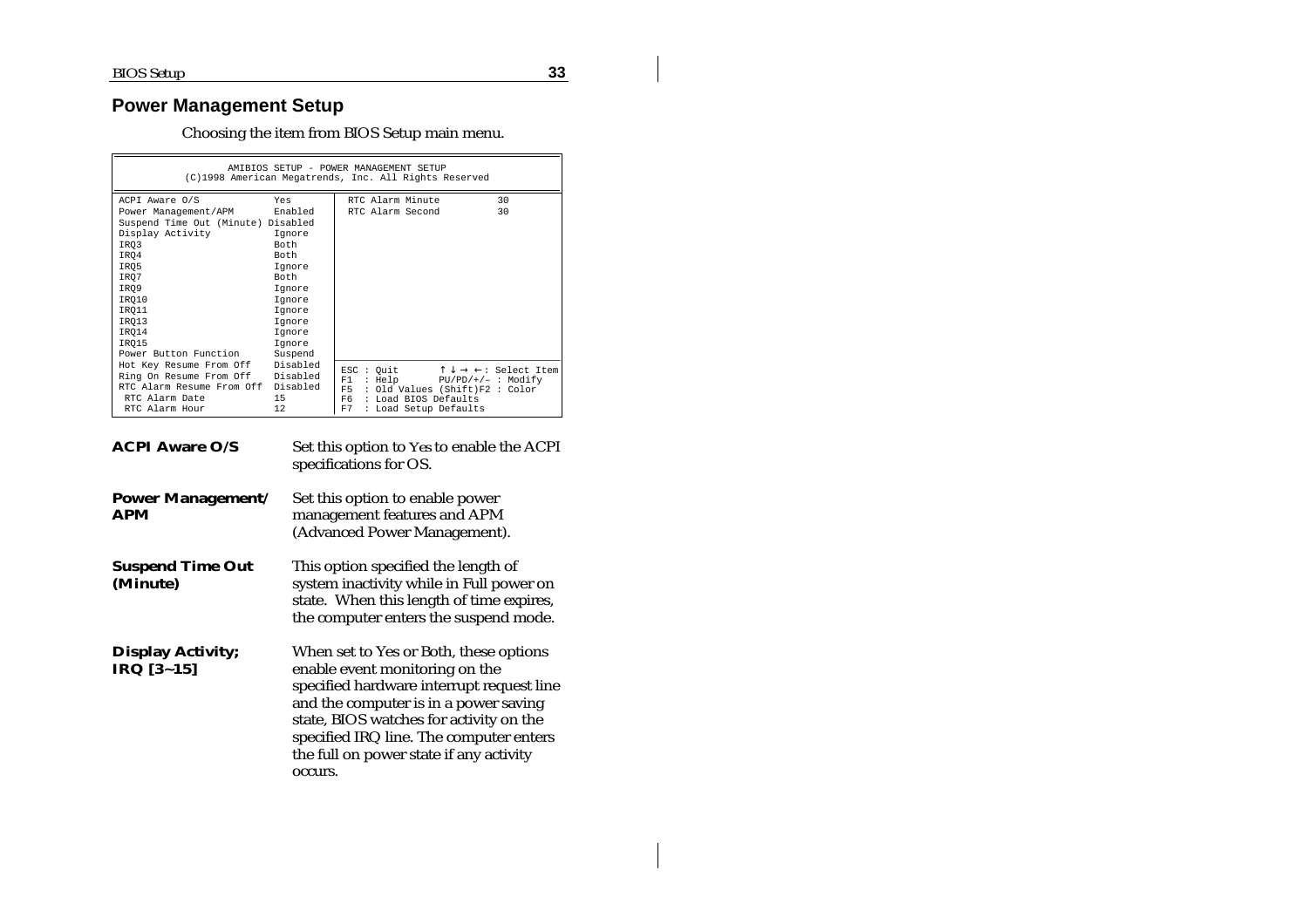## Power Management Setup

Choosing the item from BIOS Setup main menu.

```
                AMIBIOS SETUP - POWER MANAGEMENT SETUP
        (C)1998 American Megatrends, Inc. All Rights Reserved

ACPI Aware O/S               Yes        RTC Alarm Minute          30
Power Management/APM         Enabled    RTC Alarm Second          30
Suspend Time Out (Minute)    Disabled
Display Activity             Ignore
IRQ3                         Both
IRQ4                         Both
IRQ5                         Ignore
IRQ7                         Both
IRQ9                         Ignore
IRQ10                        Ignore
IRQ11                        Ignore
IRQ13                        Ignore
IRQ14                        Ignore
IRQ15                        Ignore
Power Button Function        Suspend
Hot Key Resume From Off      Disabled   ESC : Quit        ↑↓→← : Select Item
Ring On Resume From Off      Disabled   F1  : Help        PU/PD/+/– : Modify
RTC Alarm Resume From Off    Disabled   F5  : Old Values (Shift)F2 : Color
 RTC Alarm Date              15         F6  : Load BIOS Defaults
 RTC Alarm Hour              12         F7  : Load Setup Defaults
```

**ACPI Aware O/S** — Set this option to *Yes* to enable the ACPI specifications for OS.

**Power Management/ APM** — Set this option to enable power management features and APM (Advanced Power Management).

**Suspend Time Out (Minute)** — This option specified the length of system inactivity while in Full power on state. When this length of time expires, the computer enters the suspend mode.

**Display Activity; IRQ [3~15]** — When set to Yes or Both, these options enable event monitoring on the specified hardware interrupt request line and the computer is in a power saving state, BIOS watches for activity on the specified IRQ line. The computer enters the full on power state if any activity occurs.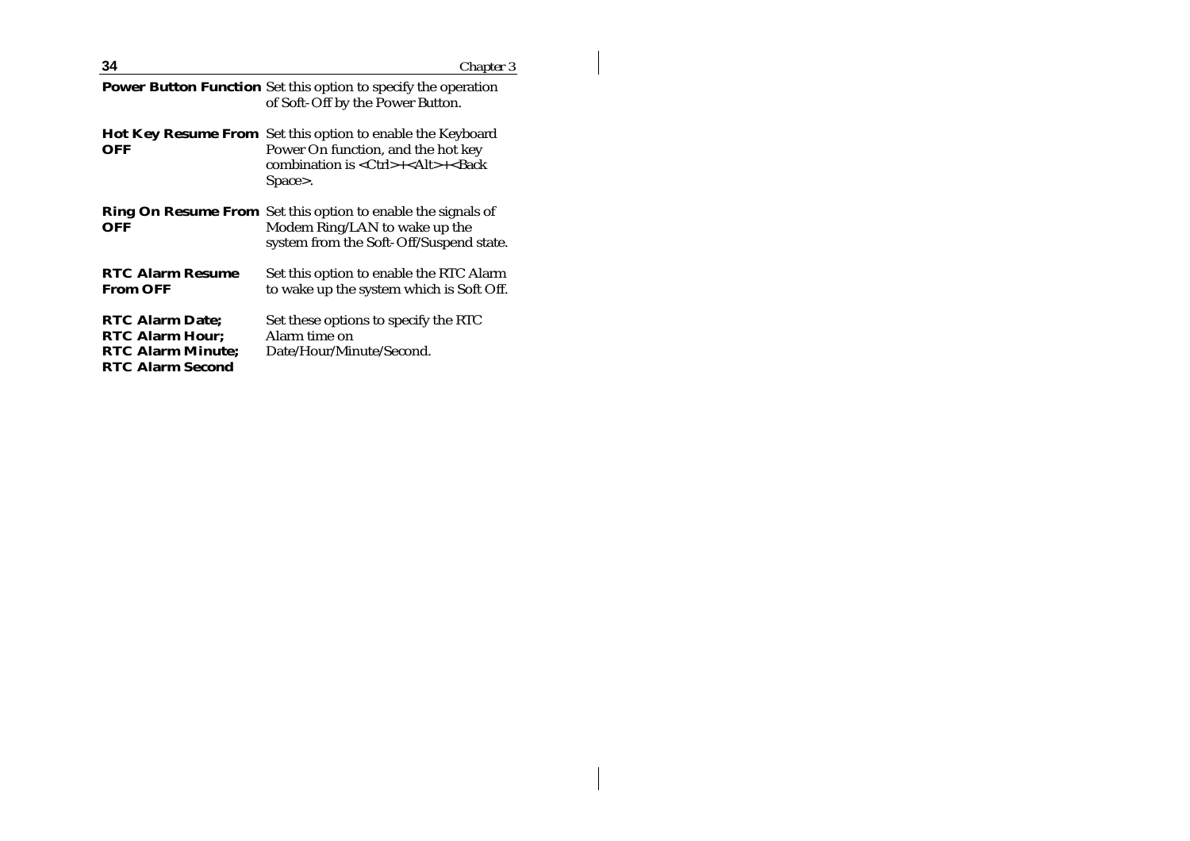**Power Button Function** Set this option to specify the operation of Soft-Off by the Power Button.

**Hot Key Resume From OFF** Set this option to enable the Keyboard Power On function, and the hot key combination is <Ctrl>+<Alt>+<Back Space>.

**Ring On Resume From OFF** Set this option to enable the signals of Modem Ring/LAN to wake up the system from the Soft-Off/Suspend state.

**RTC Alarm Resume From OFF** Set this option to enable the RTC Alarm to wake up the system which is Soft Off.

**RTC Alarm Date; RTC Alarm Hour; RTC Alarm Minute; RTC Alarm Second** Set these options to specify the RTC Alarm time on Date/Hour/Minute/Second.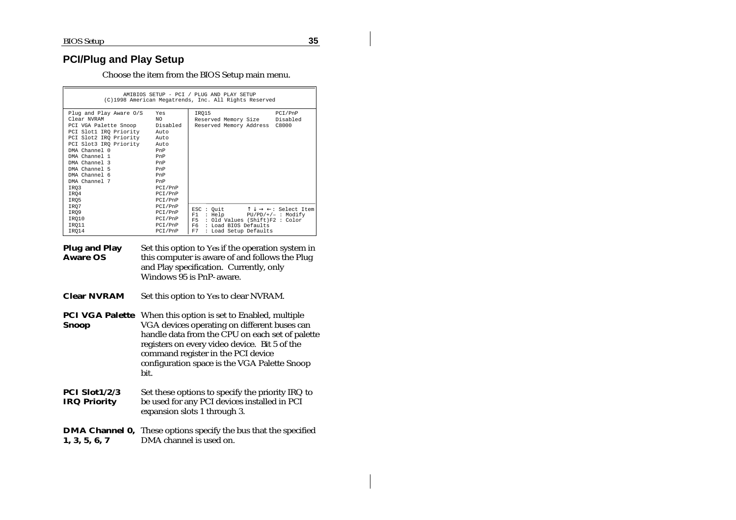## PCI/Plug and Play Setup

Choose the item from the BIOS Setup main menu.

```
            AMIBIOS SETUP - PCI / PLUG AND PLAY SETUP
      (C)1998 American Megatrends, Inc. All Rights Reserved

Plug and Play Aware O/S    Yes        | IRQ15                    PCI/PnP
Clear NVRAM                NO         | Reserved Memory Size     Disabled
PCI VGA Palette Snoop      Disabled   | Reserved Memory Address  C8000
PCI Slot1 IRQ Priority     Auto       |
PCI Slot2 IRQ Priority     Auto       |
PCI Slot3 IRQ Priority     Auto       |
DMA Channel 0              PnP        |
DMA Channel 1              PnP        |
DMA Channel 3              PnP        |
DMA Channel 5              PnP        |
DMA Channel 6              PnP        |
DMA Channel 7              PnP        |
IRQ3                       PCI/PnP    |
IRQ4                       PCI/PnP    |
IRQ5                       PCI/PnP    |
IRQ7                       PCI/PnP    | ESC : Quit        ↑ ↓ → ←: Select Item
IRQ9                       PCI/PnP    | F1  : Help        PU/PD/+/- : Modify
IRQ10                      PCI/PnP    | F5  : Old Values (Shift)F2 : Color
IRQ11                      PCI/PnP    | F6  : Load BIOS Defaults
IRQ14                      PCI/PnP    | F7  : Load Setup Defaults
```

**Plug and Play Aware OS** Set this option to *Yes* if the operation system in this computer is aware of and follows the Plug and Play specification. Currently, only Windows 95 is PnP-aware.

**Clear NVRAM** Set this option to *Yes* to clear NVRAM.

**PCI VGA Palette Snoop** When this option is set to Enabled, multiple VGA devices operating on different buses can handle data from the CPU on each set of palette registers on every video device. Bit 5 of the command register in the PCI device configuration space is the VGA Palette Snoop bit.

**PCI Slot1/2/3 IRQ Priority** Set these options to specify the priority IRQ to be used for any PCI devices installed in PCI expansion slots 1 through 3.

**DMA Channel 0, 1, 3, 5, 6, 7** These options specify the bus that the specified DMA channel is used on.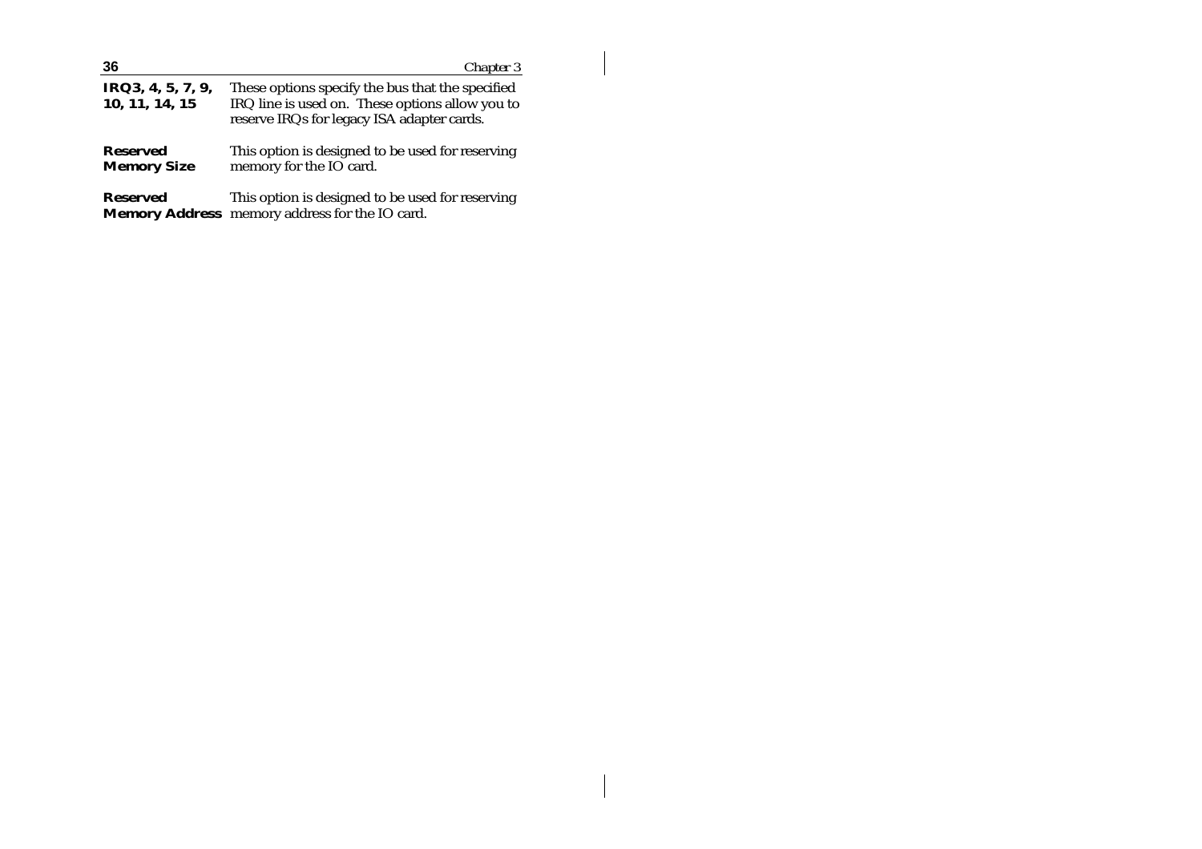**IRQ3, 4, 5, 7, 9, 10, 11, 14, 15**
These options specify the bus that the specified IRQ line is used on. These options allow you to reserve IRQs for legacy ISA adapter cards.

**Reserved Memory Size**
This option is designed to be used for reserving memory for the IO card.

**Reserved Memory Address**
This option is designed to be used for reserving memory address for the IO card.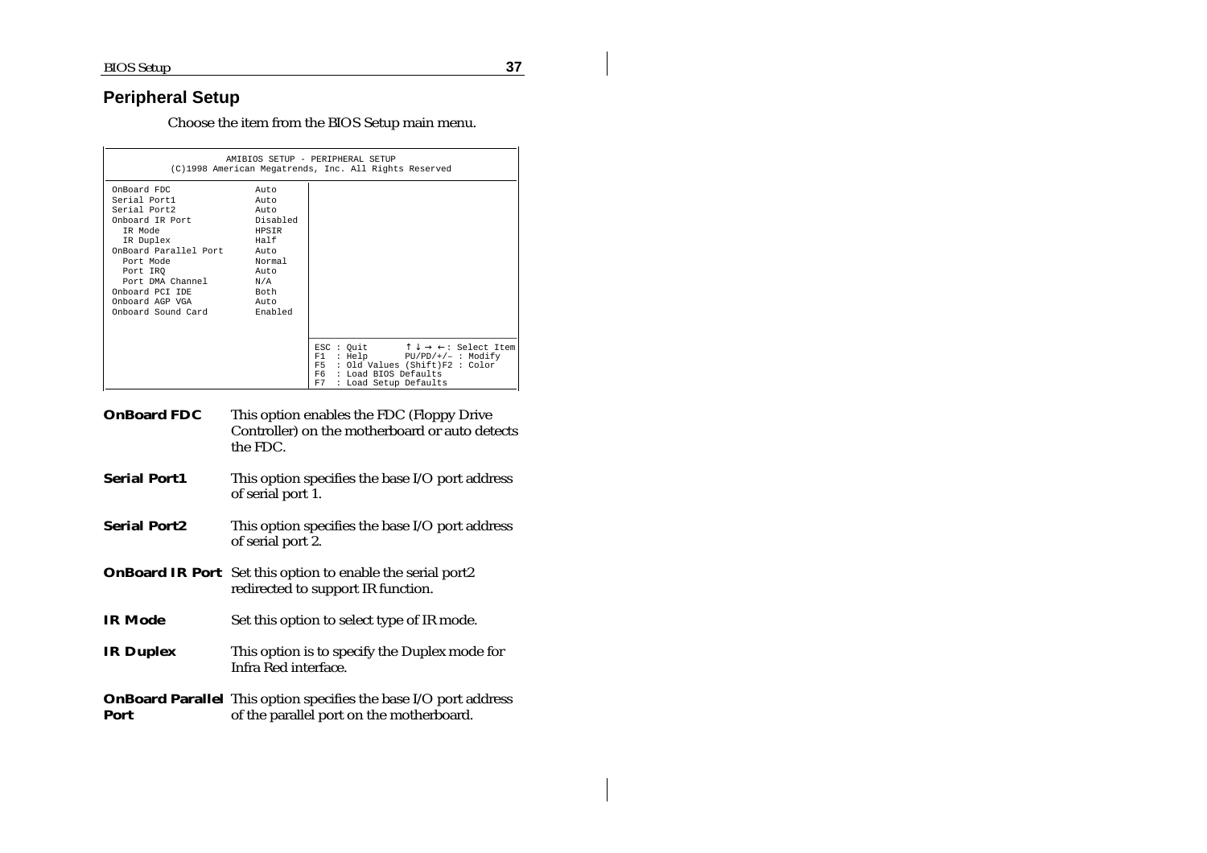## Peripheral Setup

Choose the item from the BIOS Setup main menu.

```
                 AMIBIOS SETUP - PERIPHERAL SETUP
      (C)1998 American Megatrends, Inc. All Rights Reserved

OnBoard FDC             Auto
Serial Port1            Auto
Serial Port2            Auto
Onboard IR Port         Disabled
  IR Mode               HPSIR
  IR Duplex             Half
OnBoard Parallel Port   Auto
  Port Mode             Normal
  Port IRQ              Auto
  Port DMA Channel      N/A
Onboard PCI IDE         Both
Onboard AGP VGA         Auto
Onboard Sound Card      Enabled

                              ESC : Quit       ↑ ↓ → ←: Select Item
                              F1  : Help       PU/PD/+/– : Modify
                              F5  : Old Values (Shift)F2 : Color
                              F6  : Load BIOS Defaults
                              F7  : Load Setup Defaults
```

**OnBoard FDC** This option enables the FDC (Floppy Drive Controller) on the motherboard or auto detects the FDC.

**Serial Port1** This option specifies the base I/O port address of serial port 1.

**Serial Port2** This option specifies the base I/O port address of serial port 2.

**OnBoard IR Port** Set this option to enable the serial port2 redirected to support IR function.

**IR Mode** Set this option to select type of IR mode.

**IR Duplex** This option is to specify the Duplex mode for Infra Red interface.

**OnBoard Parallel Port** This option specifies the base I/O port address of the parallel port on the motherboard.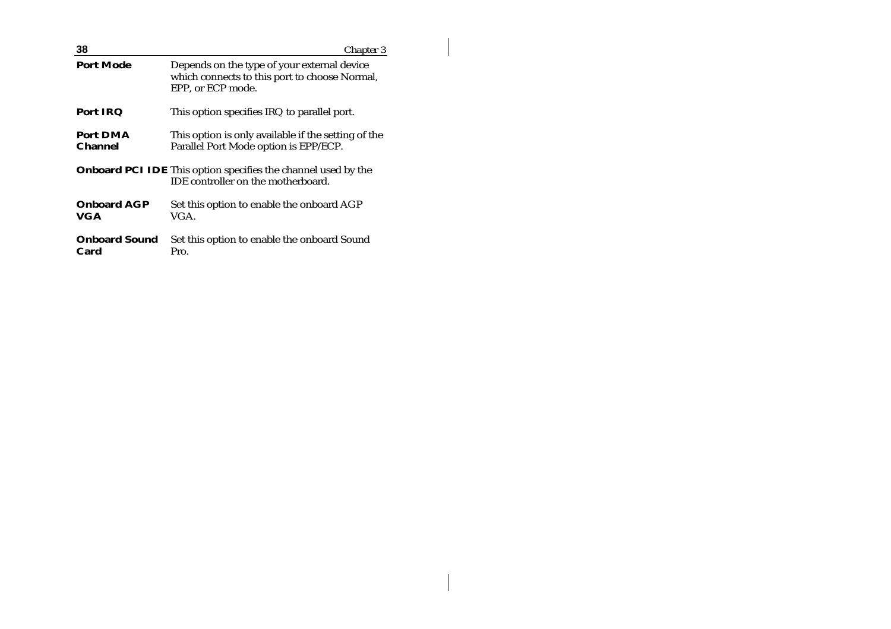**Port Mode** Depends on the type of your external device which connects to this port to choose Normal, EPP, or ECP mode.

**Port IRQ** This option specifies IRQ to parallel port.

**Port DMA Channel** This option is only available if the setting of the Parallel Port Mode option is EPP/ECP.

**Onboard PCI IDE** This option specifies the channel used by the IDE controller on the motherboard.

**Onboard AGP VGA** Set this option to enable the onboard AGP VGA.

**Onboard Sound Card** Set this option to enable the onboard Sound Pro.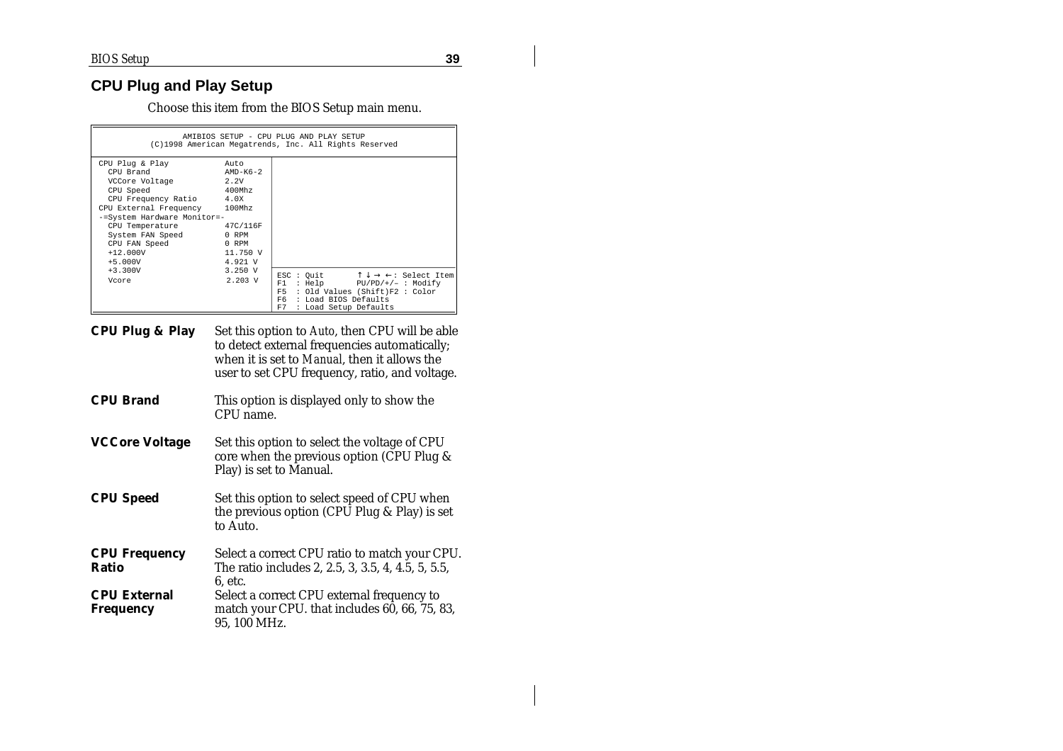## CPU Plug and Play Setup

Choose this item from the BIOS Setup main menu.

```
AMIBIOS SETUP - CPU PLUG AND PLAY SETUP
(C)1998 American Megatrends, Inc. All Rights Reserved

CPU Plug & Play            Auto
  CPU Brand                AMD-K6-2
  VCCore Voltage           2.2V
  CPU Speed                400Mhz
  CPU Frequency Ratio      4.0X
CPU External Frequency     100Mhz
-=System Hardware Monitor=-
  CPU Temperature          47C/116F
  System FAN Speed         0 RPM
  CPU FAN Speed            0 RPM
  +12.000V                 11.750 V
  +5.000V                  4.921 V
  +3.300V                  3.250 V
  Vcore                    2.203 V

ESC : Quit        ↑ ↓ → ←: Select Item
F1  : Help        PU/PD/+/– : Modify
F5  : Old Values (Shift)F2 : Color
F6  : Load BIOS Defaults
F7  : Load Setup Defaults
```

**CPU Plug & Play** Set this option to *Auto*, then CPU will be able to detect external frequencies automatically; when it is set to *Manual*, then it allows the user to set CPU frequency, ratio, and voltage.

**CPU Brand** This option is displayed only to show the CPU name.

**VCCore Voltage** Set this option to select the voltage of CPU core when the previous option (CPU Plug & Play) is set to Manual.

**CPU Speed** Set this option to select speed of CPU when the previous option (CPU Plug & Play) is set to Auto.

**CPU Frequency Ratio** Select a correct CPU ratio to match your CPU. The ratio includes 2, 2.5, 3, 3.5, 4, 4.5, 5, 5.5, 6, etc.

**CPU External Frequency** Select a correct CPU external frequency to match your CPU. that includes 60, 66, 75, 83, 95, 100 MHz.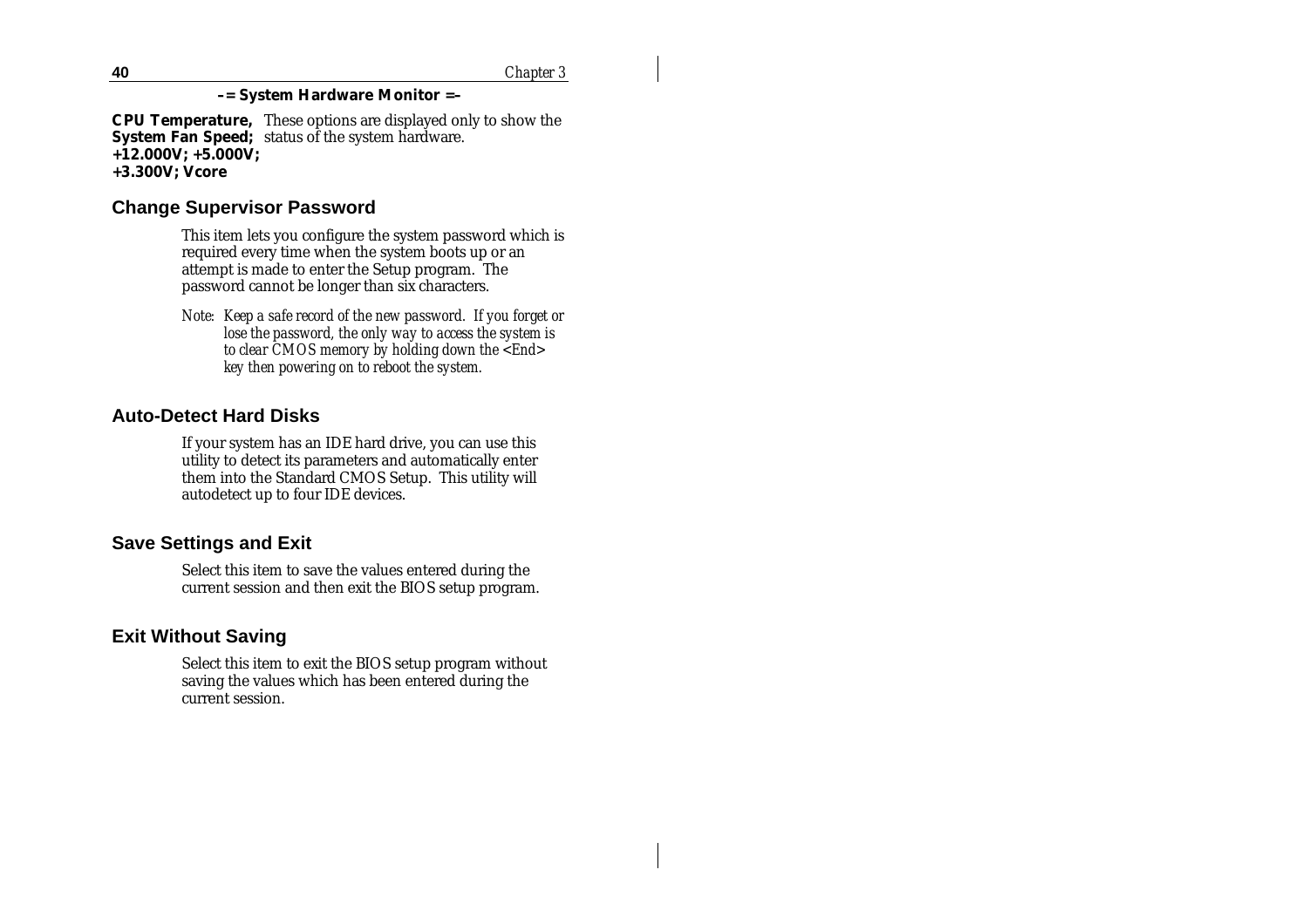**–= System Hardware Monitor =–**

**CPU Temperature, System Fan Speed; +12.000V; +5.000V; +3.300V; Vcore** — These options are displayed only to show the status of the system hardware.

## Change Supervisor Password

This item lets you configure the system password which is required every time when the system boots up or an attempt is made to enter the Setup program. The password cannot be longer than six characters.

*Note: Keep a safe record of the new password. If you forget or lose the password, the only way to access the system is to clear CMOS memory by holding down the <End> key then powering on to reboot the system.*

## Auto-Detect Hard Disks

If your system has an IDE hard drive, you can use this utility to detect its parameters and automatically enter them into the Standard CMOS Setup. This utility will autodetect up to four IDE devices.

## Save Settings and Exit

Select this item to save the values entered during the current session and then exit the BIOS setup program.

## Exit Without Saving

Select this item to exit the BIOS setup program without saving the values which has been entered during the current session.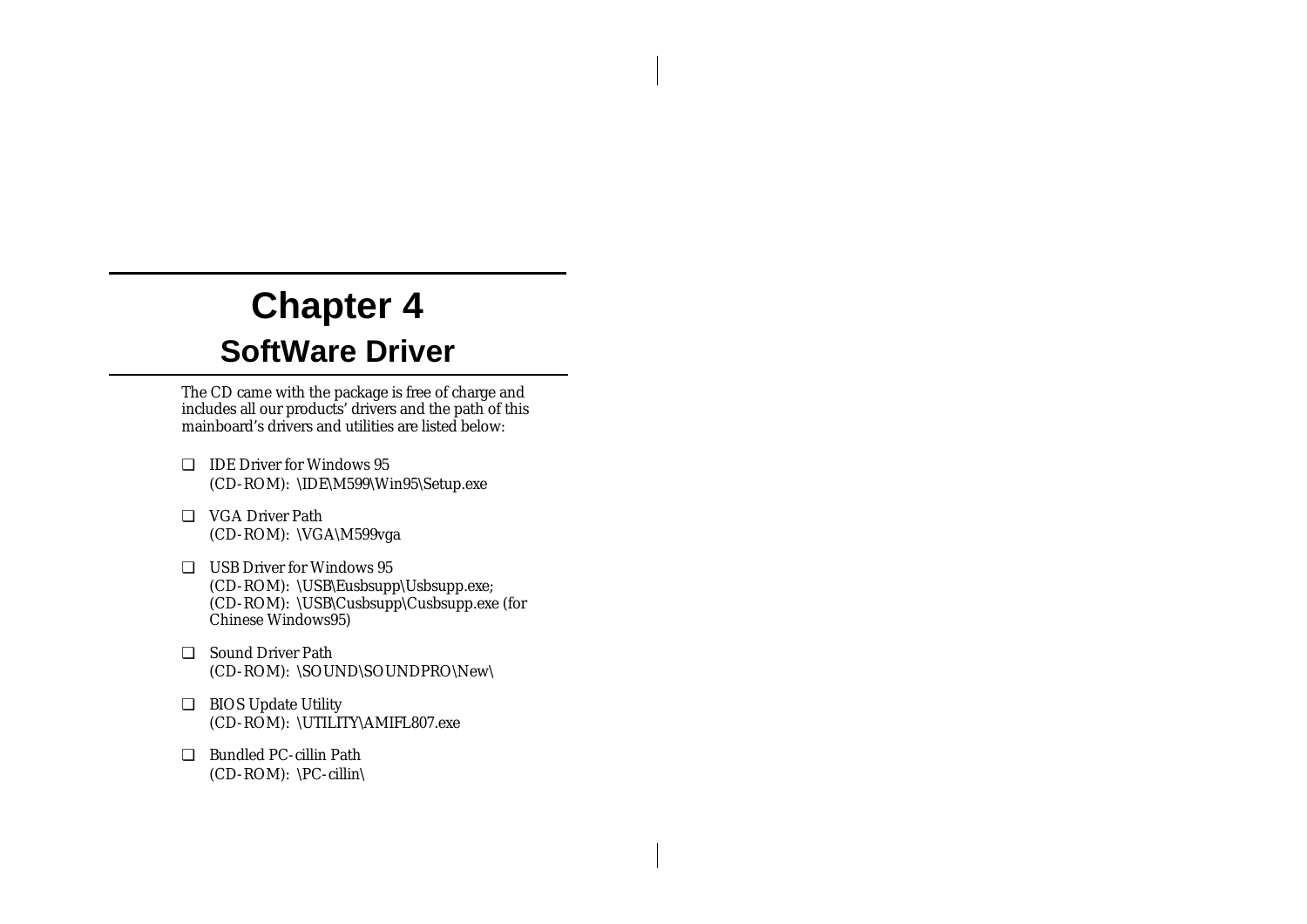# Chapter 4

## SoftWare Driver

The CD came with the package is free of charge and includes all our products' drivers and the path of this mainboard's drivers and utilities are listed below:

- IDE Driver for Windows 95
  (CD-ROM): \IDE\M599\Win95\Setup.exe

- VGA Driver Path
  (CD-ROM): \VGA\M599vga

- USB Driver for Windows 95
  (CD-ROM): \USB\Eusbsupp\Usbsupp.exe;
  (CD-ROM): \USB\Cusbsupp\Cusbsupp.exe (for Chinese Windows95)

- Sound Driver Path
  (CD-ROM): \SOUND\SOUNDPRO\New\

- BIOS Update Utility
  (CD-ROM): \UTILITY\AMIFL807.exe

- Bundled PC-cillin Path
  (CD-ROM): \PC-cillin\